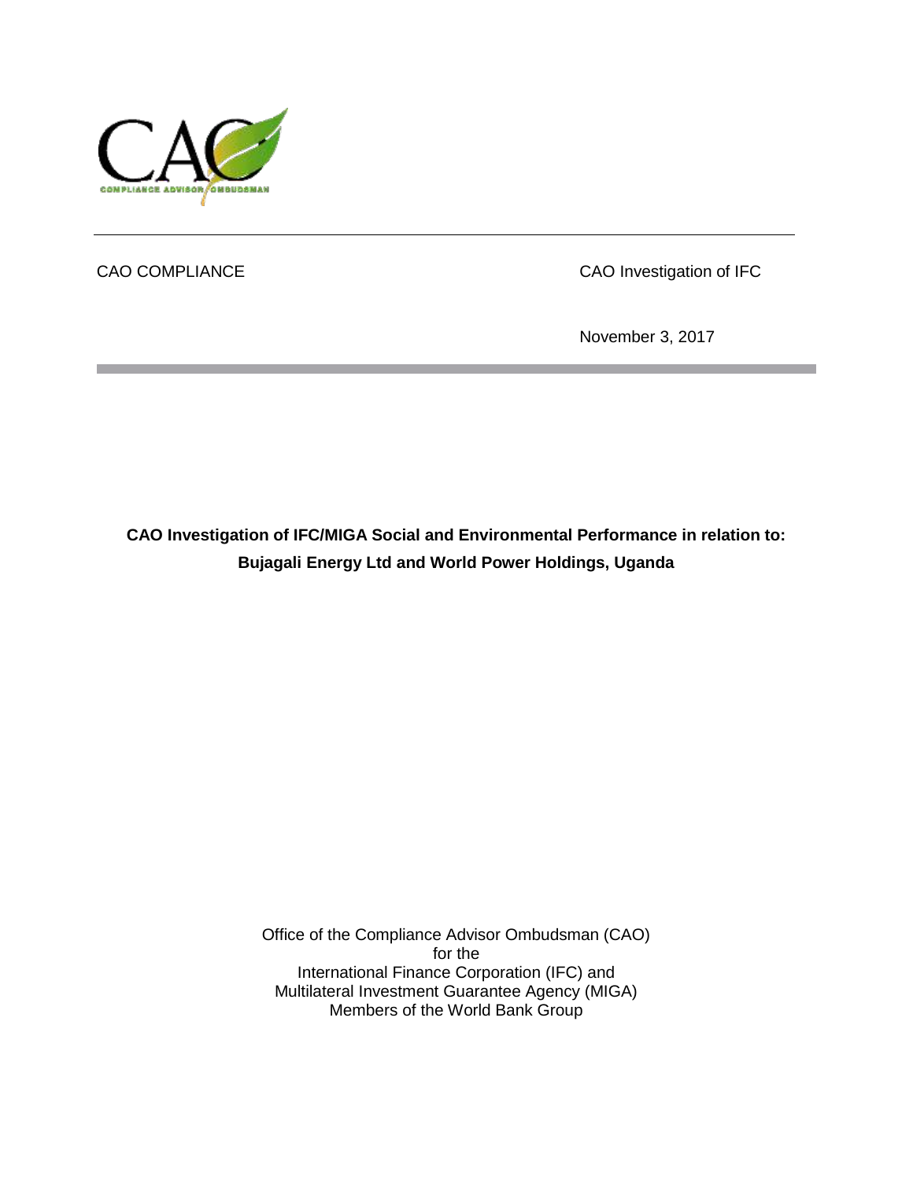CAO COMPLIANCE

CAO Investigation of IFC

November 3, 2017

# CAO Investigation of IFC/MIGA Social and Environmental Performance in relation to: Bujagali Energy Ltd and World Power Holdings, Uganda

Office of the Compliance Advisor Ombudsman (CAO)
for the
International Finance Corporation (IFC) and
Multilateral Investment Guarantee Agency (MIGA)
Members of the World Bank Group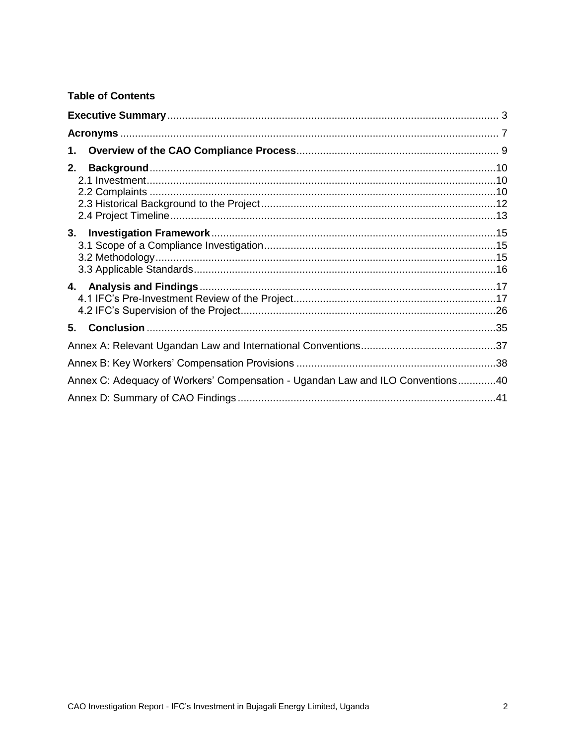**Table of Contents**

**Executive Summary** ... 3

**Acronyms** ... 7

**1. Overview of the CAO Compliance Process** ... 9

**2. Background** ... 10
- 2.1 Investment ... 10
- 2.2 Complaints ... 10
- 2.3 Historical Background to the Project ... 12
- 2.4 Project Timeline ... 13

**3. Investigation Framework** ... 15
- 3.1 Scope of a Compliance Investigation ... 15
- 3.2 Methodology ... 15
- 3.3 Applicable Standards ... 16

**4. Analysis and Findings** ... 17
- 4.1 IFC's Pre-Investment Review of the Project ... 17
- 4.2 IFC's Supervision of the Project ... 26

**5. Conclusion** ... 35

Annex A: Relevant Ugandan Law and International Conventions ... 37

Annex B: Key Workers' Compensation Provisions ... 38

Annex C: Adequacy of Workers' Compensation - Ugandan Law and ILO Conventions ... 40

Annex D: Summary of CAO Findings ... 41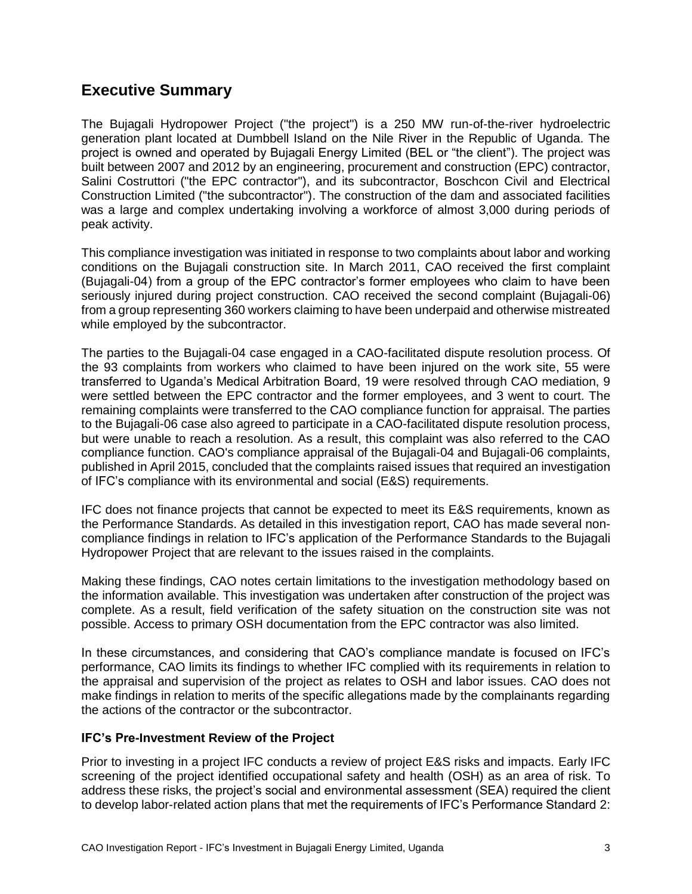## Executive Summary

The Bujagali Hydropower Project ("the project") is a 250 MW run-of-the-river hydroelectric generation plant located at Dumbbell Island on the Nile River in the Republic of Uganda. The project is owned and operated by Bujagali Energy Limited (BEL or "the client"). The project was built between 2007 and 2012 by an engineering, procurement and construction (EPC) contractor, Salini Costruttori ("the EPC contractor"), and its subcontractor, Boschcon Civil and Electrical Construction Limited ("the subcontractor"). The construction of the dam and associated facilities was a large and complex undertaking involving a workforce of almost 3,000 during periods of peak activity.

This compliance investigation was initiated in response to two complaints about labor and working conditions on the Bujagali construction site. In March 2011, CAO received the first complaint (Bujagali-04) from a group of the EPC contractor's former employees who claim to have been seriously injured during project construction. CAO received the second complaint (Bujagali-06) from a group representing 360 workers claiming to have been underpaid and otherwise mistreated while employed by the subcontractor.

The parties to the Bujagali-04 case engaged in a CAO-facilitated dispute resolution process. Of the 93 complaints from workers who claimed to have been injured on the work site, 55 were transferred to Uganda's Medical Arbitration Board, 19 were resolved through CAO mediation, 9 were settled between the EPC contractor and the former employees, and 3 went to court. The remaining complaints were transferred to the CAO compliance function for appraisal. The parties to the Bujagali-06 case also agreed to participate in a CAO-facilitated dispute resolution process, but were unable to reach a resolution. As a result, this complaint was also referred to the CAO compliance function. CAO's compliance appraisal of the Bujagali-04 and Bujagali-06 complaints, published in April 2015, concluded that the complaints raised issues that required an investigation of IFC's compliance with its environmental and social (E&S) requirements.

IFC does not finance projects that cannot be expected to meet its E&S requirements, known as the Performance Standards. As detailed in this investigation report, CAO has made several non-compliance findings in relation to IFC's application of the Performance Standards to the Bujagali Hydropower Project that are relevant to the issues raised in the complaints.

Making these findings, CAO notes certain limitations to the investigation methodology based on the information available. This investigation was undertaken after construction of the project was complete. As a result, field verification of the safety situation on the construction site was not possible. Access to primary OSH documentation from the EPC contractor was also limited.

In these circumstances, and considering that CAO's compliance mandate is focused on IFC's performance, CAO limits its findings to whether IFC complied with its requirements in relation to the appraisal and supervision of the project as relates to OSH and labor issues. CAO does not make findings in relation to merits of the specific allegations made by the complainants regarding the actions of the contractor or the subcontractor.

### IFC's Pre-Investment Review of the Project

Prior to investing in a project IFC conducts a review of project E&S risks and impacts. Early IFC screening of the project identified occupational safety and health (OSH) as an area of risk. To address these risks, the project's social and environmental assessment (SEA) required the client to develop labor-related action plans that met the requirements of IFC's Performance Standard 2: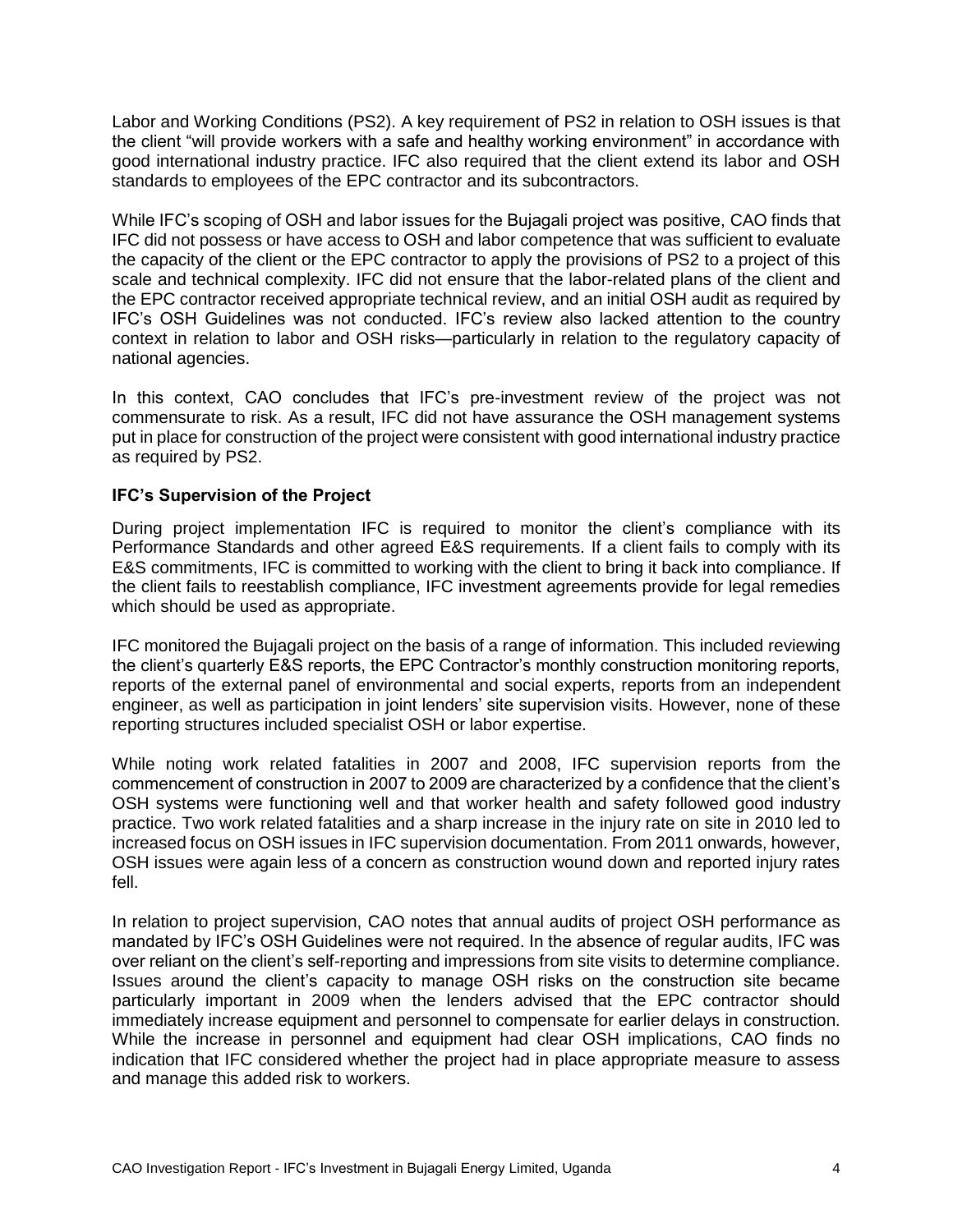Labor and Working Conditions (PS2). A key requirement of PS2 in relation to OSH issues is that the client "will provide workers with a safe and healthy working environment" in accordance with good international industry practice. IFC also required that the client extend its labor and OSH standards to employees of the EPC contractor and its subcontractors.

While IFC's scoping of OSH and labor issues for the Bujagali project was positive, CAO finds that IFC did not possess or have access to OSH and labor competence that was sufficient to evaluate the capacity of the client or the EPC contractor to apply the provisions of PS2 to a project of this scale and technical complexity. IFC did not ensure that the labor-related plans of the client and the EPC contractor received appropriate technical review, and an initial OSH audit as required by IFC's OSH Guidelines was not conducted. IFC's review also lacked attention to the country context in relation to labor and OSH risks—particularly in relation to the regulatory capacity of national agencies.

In this context, CAO concludes that IFC's pre-investment review of the project was not commensurate to risk. As a result, IFC did not have assurance the OSH management systems put in place for construction of the project were consistent with good international industry practice as required by PS2.

### IFC's Supervision of the Project

During project implementation IFC is required to monitor the client's compliance with its Performance Standards and other agreed E&S requirements. If a client fails to comply with its E&S commitments, IFC is committed to working with the client to bring it back into compliance. If the client fails to reestablish compliance, IFC investment agreements provide for legal remedies which should be used as appropriate.

IFC monitored the Bujagali project on the basis of a range of information. This included reviewing the client's quarterly E&S reports, the EPC Contractor's monthly construction monitoring reports, reports of the external panel of environmental and social experts, reports from an independent engineer, as well as participation in joint lenders' site supervision visits. However, none of these reporting structures included specialist OSH or labor expertise.

While noting work related fatalities in 2007 and 2008, IFC supervision reports from the commencement of construction in 2007 to 2009 are characterized by a confidence that the client's OSH systems were functioning well and that worker health and safety followed good industry practice. Two work related fatalities and a sharp increase in the injury rate on site in 2010 led to increased focus on OSH issues in IFC supervision documentation. From 2011 onwards, however, OSH issues were again less of a concern as construction wound down and reported injury rates fell.

In relation to project supervision, CAO notes that annual audits of project OSH performance as mandated by IFC's OSH Guidelines were not required. In the absence of regular audits, IFC was over reliant on the client's self-reporting and impressions from site visits to determine compliance. Issues around the client's capacity to manage OSH risks on the construction site became particularly important in 2009 when the lenders advised that the EPC contractor should immediately increase equipment and personnel to compensate for earlier delays in construction. While the increase in personnel and equipment had clear OSH implications, CAO finds no indication that IFC considered whether the project had in place appropriate measure to assess and manage this added risk to workers.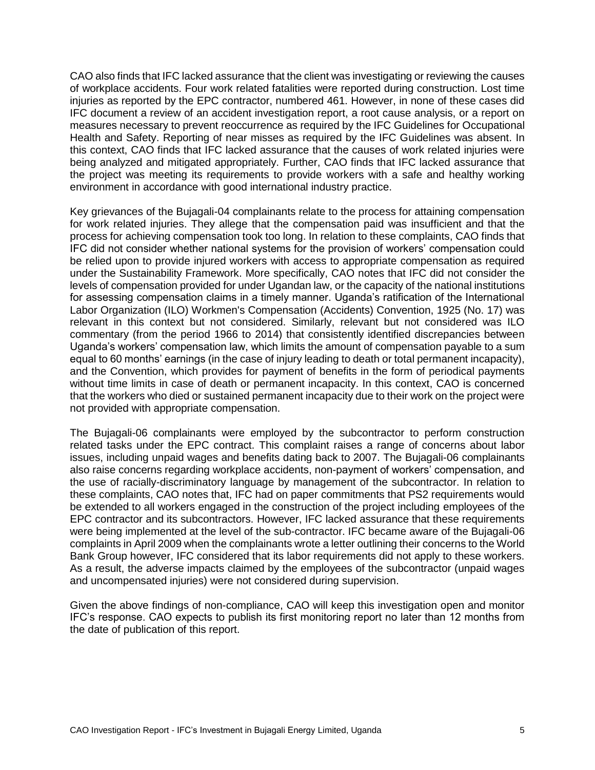CAO also finds that IFC lacked assurance that the client was investigating or reviewing the causes of workplace accidents. Four work related fatalities were reported during construction. Lost time injuries as reported by the EPC contractor, numbered 461. However, in none of these cases did IFC document a review of an accident investigation report, a root cause analysis, or a report on measures necessary to prevent reoccurrence as required by the IFC Guidelines for Occupational Health and Safety. Reporting of near misses as required by the IFC Guidelines was absent. In this context, CAO finds that IFC lacked assurance that the causes of work related injuries were being analyzed and mitigated appropriately. Further, CAO finds that IFC lacked assurance that the project was meeting its requirements to provide workers with a safe and healthy working environment in accordance with good international industry practice.

Key grievances of the Bujagali-04 complainants relate to the process for attaining compensation for work related injuries. They allege that the compensation paid was insufficient and that the process for achieving compensation took too long. In relation to these complaints, CAO finds that IFC did not consider whether national systems for the provision of workers' compensation could be relied upon to provide injured workers with access to appropriate compensation as required under the Sustainability Framework. More specifically, CAO notes that IFC did not consider the levels of compensation provided for under Ugandan law, or the capacity of the national institutions for assessing compensation claims in a timely manner. Uganda's ratification of the International Labor Organization (ILO) Workmen's Compensation (Accidents) Convention, 1925 (No. 17) was relevant in this context but not considered. Similarly, relevant but not considered was ILO commentary (from the period 1966 to 2014) that consistently identified discrepancies between Uganda's workers' compensation law, which limits the amount of compensation payable to a sum equal to 60 months' earnings (in the case of injury leading to death or total permanent incapacity), and the Convention, which provides for payment of benefits in the form of periodical payments without time limits in case of death or permanent incapacity. In this context, CAO is concerned that the workers who died or sustained permanent incapacity due to their work on the project were not provided with appropriate compensation.

The Bujagali-06 complainants were employed by the subcontractor to perform construction related tasks under the EPC contract. This complaint raises a range of concerns about labor issues, including unpaid wages and benefits dating back to 2007. The Bujagali-06 complainants also raise concerns regarding workplace accidents, non-payment of workers' compensation, and the use of racially-discriminatory language by management of the subcontractor. In relation to these complaints, CAO notes that, IFC had on paper commitments that PS2 requirements would be extended to all workers engaged in the construction of the project including employees of the EPC contractor and its subcontractors. However, IFC lacked assurance that these requirements were being implemented at the level of the sub-contractor. IFC became aware of the Bujagali-06 complaints in April 2009 when the complainants wrote a letter outlining their concerns to the World Bank Group however, IFC considered that its labor requirements did not apply to these workers. As a result, the adverse impacts claimed by the employees of the subcontractor (unpaid wages and uncompensated injuries) were not considered during supervision.

Given the above findings of non-compliance, CAO will keep this investigation open and monitor IFC's response. CAO expects to publish its first monitoring report no later than 12 months from the date of publication of this report.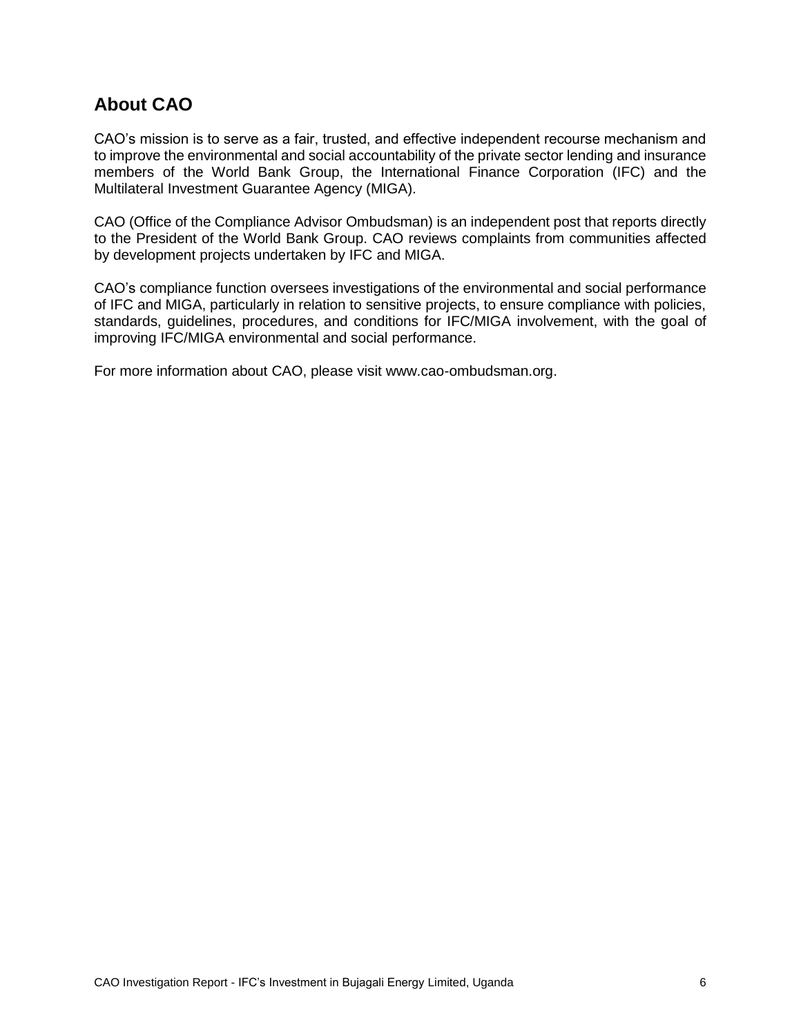## About CAO

CAO's mission is to serve as a fair, trusted, and effective independent recourse mechanism and to improve the environmental and social accountability of the private sector lending and insurance members of the World Bank Group, the International Finance Corporation (IFC) and the Multilateral Investment Guarantee Agency (MIGA).

CAO (Office of the Compliance Advisor Ombudsman) is an independent post that reports directly to the President of the World Bank Group. CAO reviews complaints from communities affected by development projects undertaken by IFC and MIGA.

CAO's compliance function oversees investigations of the environmental and social performance of IFC and MIGA, particularly in relation to sensitive projects, to ensure compliance with policies, standards, guidelines, procedures, and conditions for IFC/MIGA involvement, with the goal of improving IFC/MIGA environmental and social performance.

For more information about CAO, please visit www.cao-ombudsman.org.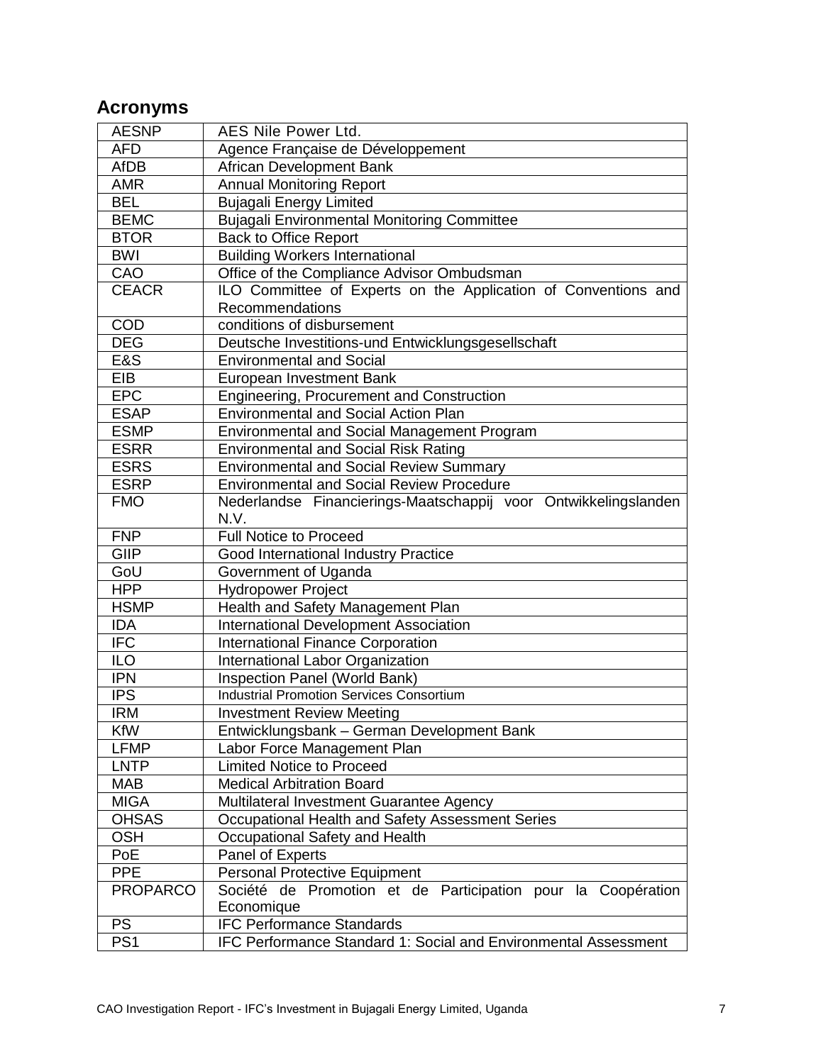## Acronyms

| | |
|---|---|
| AESNP | AES Nile Power Ltd. |
| AFD | Agence Française de Développement |
| AfDB | African Development Bank |
| AMR | Annual Monitoring Report |
| BEL | Bujagali Energy Limited |
| BEMC | Bujagali Environmental Monitoring Committee |
| BTOR | Back to Office Report |
| BWI | Building Workers International |
| CAO | Office of the Compliance Advisor Ombudsman |
| CEACR | ILO Committee of Experts on the Application of Conventions and Recommendations |
| COD | conditions of disbursement |
| DEG | Deutsche Investitions-und Entwicklungsgesellschaft |
| E&S | Environmental and Social |
| EIB | European Investment Bank |
| EPC | Engineering, Procurement and Construction |
| ESAP | Environmental and Social Action Plan |
| ESMP | Environmental and Social Management Program |
| ESRR | Environmental and Social Risk Rating |
| ESRS | Environmental and Social Review Summary |
| ESRP | Environmental and Social Review Procedure |
| FMO | Nederlandse Financierings-Maatschappij voor Ontwikkelingslanden N.V. |
| FNP | Full Notice to Proceed |
| GIIP | Good International Industry Practice |
| GoU | Government of Uganda |
| HPP | Hydropower Project |
| HSMP | Health and Safety Management Plan |
| IDA | International Development Association |
| IFC | International Finance Corporation |
| ILO | International Labor Organization |
| IPN | Inspection Panel (World Bank) |
| IPS | Industrial Promotion Services Consortium |
| IRM | Investment Review Meeting |
| KfW | Entwicklungsbank – German Development Bank |
| LFMP | Labor Force Management Plan |
| LNTP | Limited Notice to Proceed |
| MAB | Medical Arbitration Board |
| MIGA | Multilateral Investment Guarantee Agency |
| OHSAS | Occupational Health and Safety Assessment Series |
| OSH | Occupational Safety and Health |
| PoE | Panel of Experts |
| PPE | Personal Protective Equipment |
| PROPARCO | Société de Promotion et de Participation pour la Coopération Economique |
| PS | IFC Performance Standards |
| PS1 | IFC Performance Standard 1: Social and Environmental Assessment |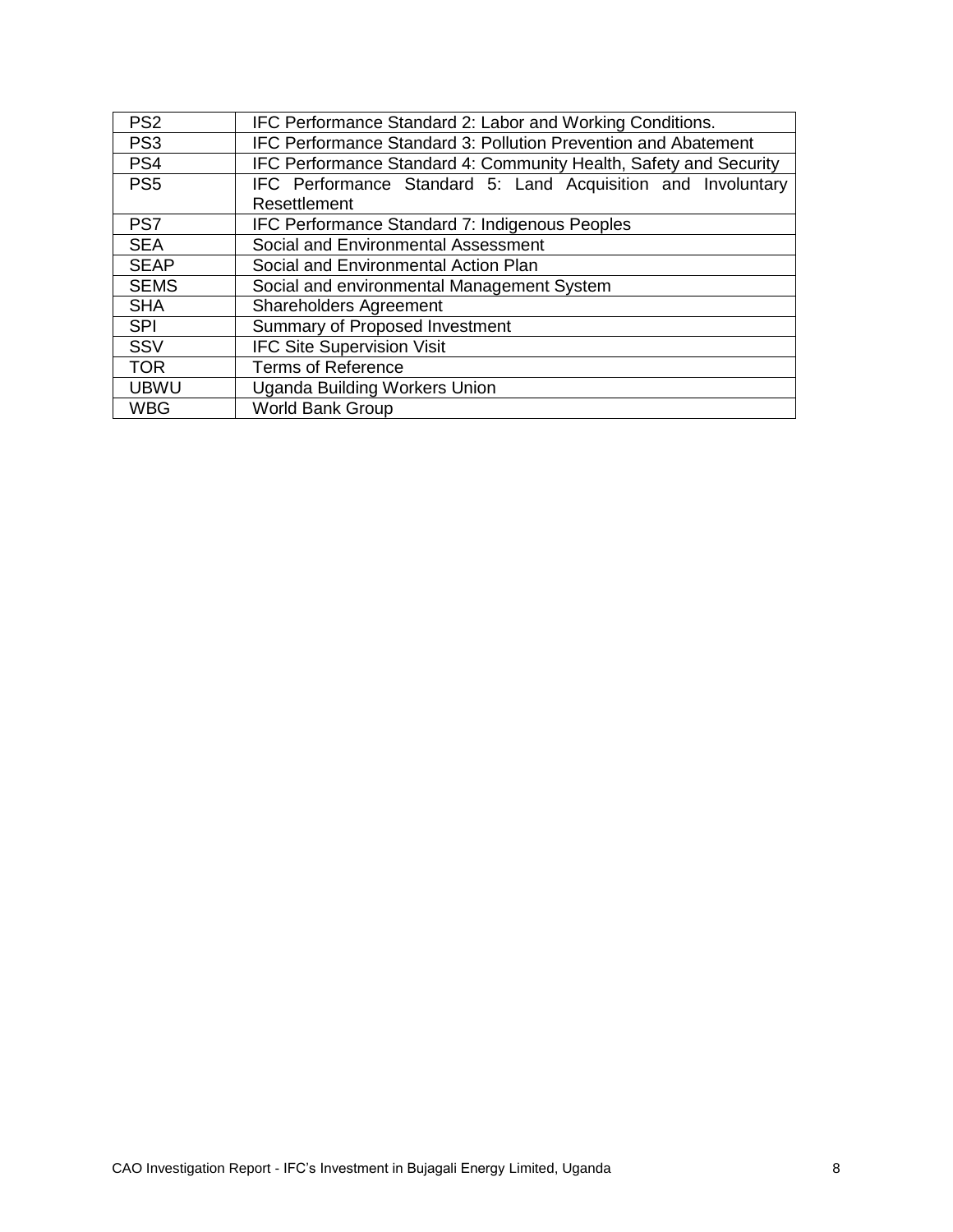| | |
|---|---|
| PS2 | IFC Performance Standard 2: Labor and Working Conditions. |
| PS3 | IFC Performance Standard 3: Pollution Prevention and Abatement |
| PS4 | IFC Performance Standard 4: Community Health, Safety and Security |
| PS5 | IFC Performance Standard 5: Land Acquisition and Involuntary Resettlement |
| PS7 | IFC Performance Standard 7: Indigenous Peoples |
| SEA | Social and Environmental Assessment |
| SEAP | Social and Environmental Action Plan |
| SEMS | Social and environmental Management System |
| SHA | Shareholders Agreement |
| SPI | Summary of Proposed Investment |
| SSV | IFC Site Supervision Visit |
| TOR | Terms of Reference |
| UBWU | Uganda Building Workers Union |
| WBG | World Bank Group |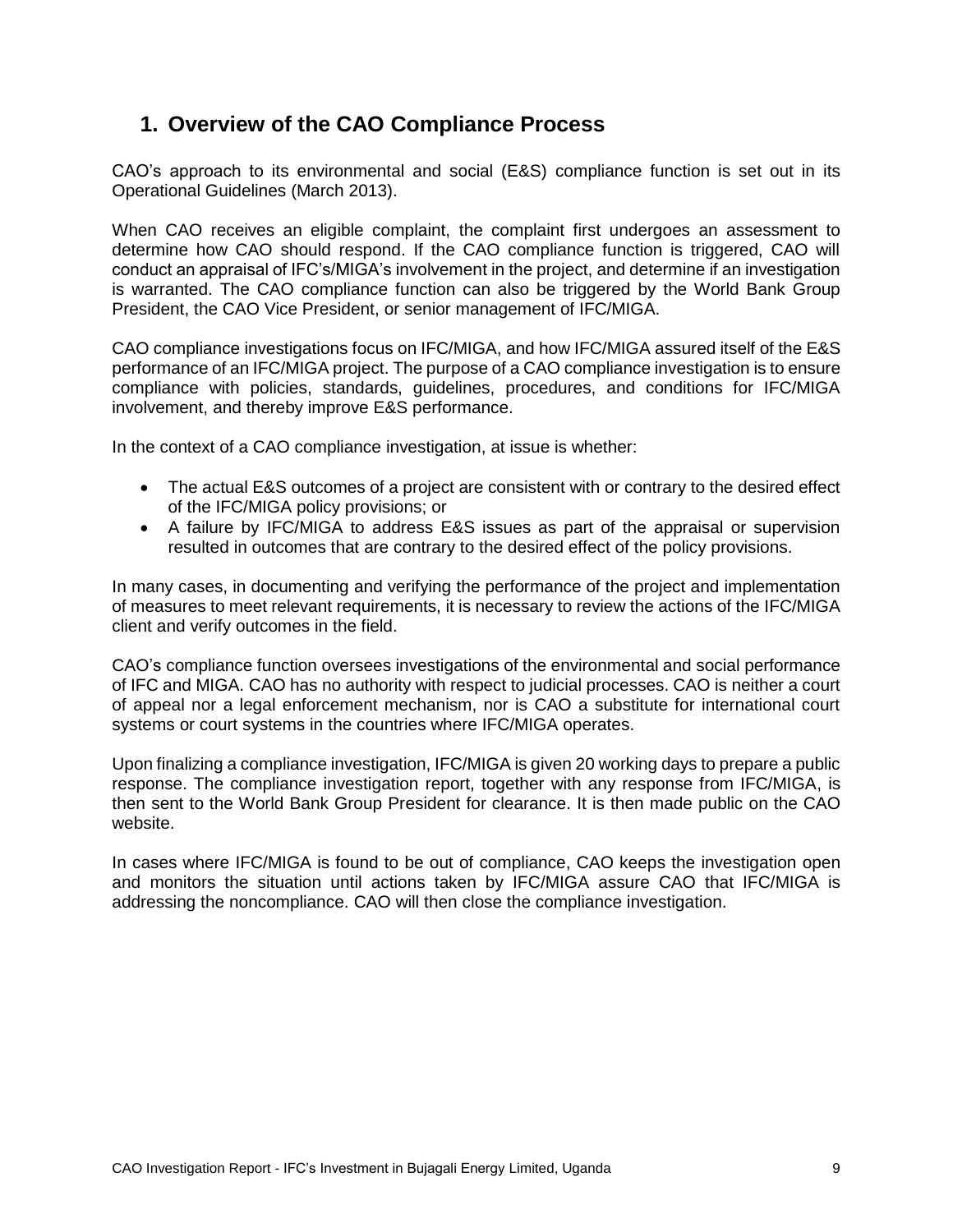# 1. Overview of the CAO Compliance Process

CAO's approach to its environmental and social (E&S) compliance function is set out in its Operational Guidelines (March 2013).

When CAO receives an eligible complaint, the complaint first undergoes an assessment to determine how CAO should respond. If the CAO compliance function is triggered, CAO will conduct an appraisal of IFC's/MIGA's involvement in the project, and determine if an investigation is warranted. The CAO compliance function can also be triggered by the World Bank Group President, the CAO Vice President, or senior management of IFC/MIGA.

CAO compliance investigations focus on IFC/MIGA, and how IFC/MIGA assured itself of the E&S performance of an IFC/MIGA project. The purpose of a CAO compliance investigation is to ensure compliance with policies, standards, guidelines, procedures, and conditions for IFC/MIGA involvement, and thereby improve E&S performance.

In the context of a CAO compliance investigation, at issue is whether:

- The actual E&S outcomes of a project are consistent with or contrary to the desired effect of the IFC/MIGA policy provisions; or
- A failure by IFC/MIGA to address E&S issues as part of the appraisal or supervision resulted in outcomes that are contrary to the desired effect of the policy provisions.

In many cases, in documenting and verifying the performance of the project and implementation of measures to meet relevant requirements, it is necessary to review the actions of the IFC/MIGA client and verify outcomes in the field.

CAO's compliance function oversees investigations of the environmental and social performance of IFC and MIGA. CAO has no authority with respect to judicial processes. CAO is neither a court of appeal nor a legal enforcement mechanism, nor is CAO a substitute for international court systems or court systems in the countries where IFC/MIGA operates.

Upon finalizing a compliance investigation, IFC/MIGA is given 20 working days to prepare a public response. The compliance investigation report, together with any response from IFC/MIGA, is then sent to the World Bank Group President for clearance. It is then made public on the CAO website.

In cases where IFC/MIGA is found to be out of compliance, CAO keeps the investigation open and monitors the situation until actions taken by IFC/MIGA assure CAO that IFC/MIGA is addressing the noncompliance. CAO will then close the compliance investigation.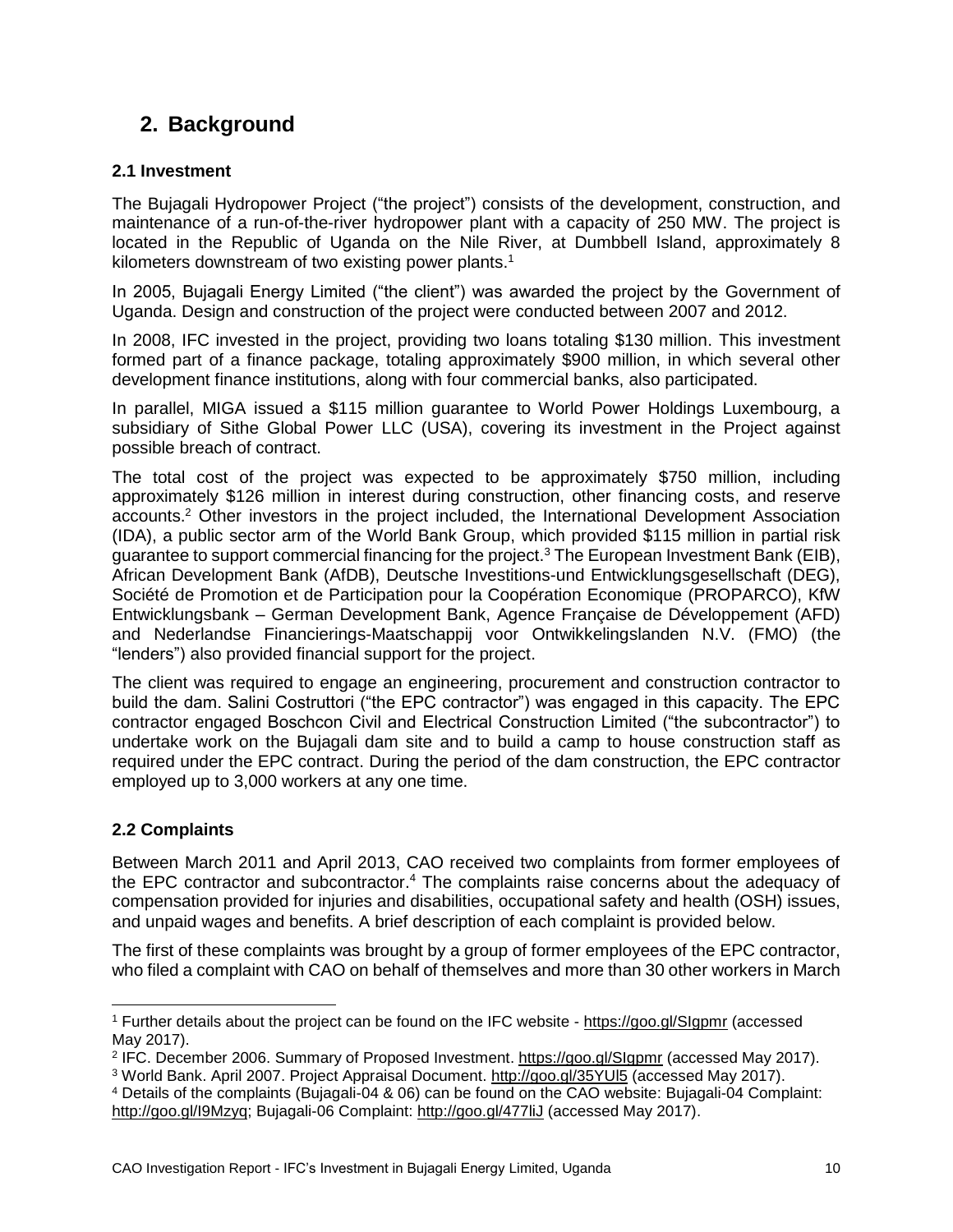## 2. Background

### 2.1 Investment

The Bujagali Hydropower Project ("the project") consists of the development, construction, and maintenance of a run-of-the-river hydropower plant with a capacity of 250 MW. The project is located in the Republic of Uganda on the Nile River, at Dumbbell Island, approximately 8 kilometers downstream of two existing power plants.[1]

In 2005, Bujagali Energy Limited ("the client") was awarded the project by the Government of Uganda. Design and construction of the project were conducted between 2007 and 2012.

In 2008, IFC invested in the project, providing two loans totaling \$130 million. This investment formed part of a finance package, totaling approximately \$900 million, in which several other development finance institutions, along with four commercial banks, also participated.

In parallel, MIGA issued a \$115 million guarantee to World Power Holdings Luxembourg, a subsidiary of Sithe Global Power LLC (USA), covering its investment in the Project against possible breach of contract.

The total cost of the project was expected to be approximately \$750 million, including approximately \$126 million in interest during construction, other financing costs, and reserve accounts.[2] Other investors in the project included, the International Development Association (IDA), a public sector arm of the World Bank Group, which provided \$115 million in partial risk guarantee to support commercial financing for the project.[3] The European Investment Bank (EIB), African Development Bank (AfDB), Deutsche Investitions-und Entwicklungsgesellschaft (DEG), Société de Promotion et de Participation pour la Coopération Economique (PROPARCO), KfW Entwicklungsbank – German Development Bank, Agence Française de Développement (AFD) and Nederlandse Financierings-Maatschappij voor Ontwikkelingslanden N.V. (FMO) (the "lenders") also provided financial support for the project.

The client was required to engage an engineering, procurement and construction contractor to build the dam. Salini Costruttori ("the EPC contractor") was engaged in this capacity. The EPC contractor engaged Boschcon Civil and Electrical Construction Limited ("the subcontractor") to undertake work on the Bujagali dam site and to build a camp to house construction staff as required under the EPC contract. During the period of the dam construction, the EPC contractor employed up to 3,000 workers at any one time.

### 2.2 Complaints

Between March 2011 and April 2013, CAO received two complaints from former employees of the EPC contractor and subcontractor.[4] The complaints raise concerns about the adequacy of compensation provided for injuries and disabilities, occupational safety and health (OSH) issues, and unpaid wages and benefits. A brief description of each complaint is provided below.

The first of these complaints was brought by a group of former employees of the EPC contractor, who filed a complaint with CAO on behalf of themselves and more than 30 other workers in March

---

[1] Further details about the project can be found on the IFC website - https://goo.gl/SIgpmr (accessed May 2017).

[2] IFC. December 2006. Summary of Proposed Investment. https://goo.gl/SIgpmr (accessed May 2017).

[3] World Bank. April 2007. Project Appraisal Document. http://goo.gl/35YUl5 (accessed May 2017).

[4] Details of the complaints (Bujagali-04 & 06) can be found on the CAO website: Bujagali-04 Complaint: http://goo.gl/I9Mzyq; Bujagali-06 Complaint: http://goo.gl/477liJ (accessed May 2017).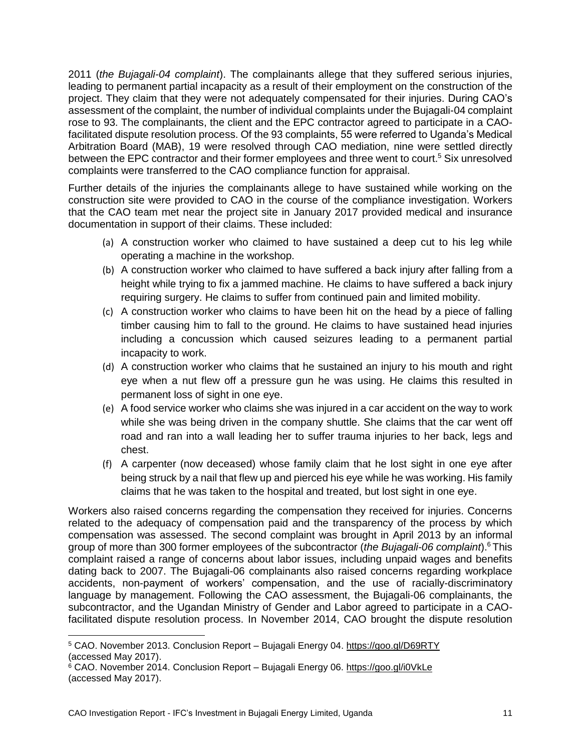2011 (*the Bujagali-04 complaint*). The complainants allege that they suffered serious injuries, leading to permanent partial incapacity as a result of their employment on the construction of the project. They claim that they were not adequately compensated for their injuries. During CAO's assessment of the complaint, the number of individual complaints under the Bujagali-04 complaint rose to 93. The complainants, the client and the EPC contractor agreed to participate in a CAO-facilitated dispute resolution process. Of the 93 complaints, 55 were referred to Uganda's Medical Arbitration Board (MAB), 19 were resolved through CAO mediation, nine were settled directly between the EPC contractor and their former employees and three went to court.[5] Six unresolved complaints were transferred to the CAO compliance function for appraisal.

Further details of the injuries the complainants allege to have sustained while working on the construction site were provided to CAO in the course of the compliance investigation. Workers that the CAO team met near the project site in January 2017 provided medical and insurance documentation in support of their claims. These included:

(a) A construction worker who claimed to have sustained a deep cut to his leg while operating a machine in the workshop.

(b) A construction worker who claimed to have suffered a back injury after falling from a height while trying to fix a jammed machine. He claims to have suffered a back injury requiring surgery. He claims to suffer from continued pain and limited mobility.

(c) A construction worker who claims to have been hit on the head by a piece of falling timber causing him to fall to the ground. He claims to have sustained head injuries including a concussion which caused seizures leading to a permanent partial incapacity to work.

(d) A construction worker who claims that he sustained an injury to his mouth and right eye when a nut flew off a pressure gun he was using. He claims this resulted in permanent loss of sight in one eye.

(e) A food service worker who claims she was injured in a car accident on the way to work while she was being driven in the company shuttle. She claims that the car went off road and ran into a wall leading her to suffer trauma injuries to her back, legs and chest.

(f) A carpenter (now deceased) whose family claim that he lost sight in one eye after being struck by a nail that flew up and pierced his eye while he was working. His family claims that he was taken to the hospital and treated, but lost sight in one eye.

Workers also raised concerns regarding the compensation they received for injuries. Concerns related to the adequacy of compensation paid and the transparency of the process by which compensation was assessed. The second complaint was brought in April 2013 by an informal group of more than 300 former employees of the subcontractor (*the Bujagali-06 complaint*).[6] This complaint raised a range of concerns about labor issues, including unpaid wages and benefits dating back to 2007. The Bujagali-06 complainants also raised concerns regarding workplace accidents, non-payment of workers' compensation, and the use of racially-discriminatory language by management. Following the CAO assessment, the Bujagali-06 complainants, the subcontractor, and the Ugandan Ministry of Gender and Labor agreed to participate in a CAO-facilitated dispute resolution process. In November 2014, CAO brought the dispute resolution

---

[5] CAO. November 2013. Conclusion Report – Bujagali Energy 04. https://goo.gl/D69RTY (accessed May 2017).

[6] CAO. November 2014. Conclusion Report – Bujagali Energy 06. https://goo.gl/i0VkLe (accessed May 2017).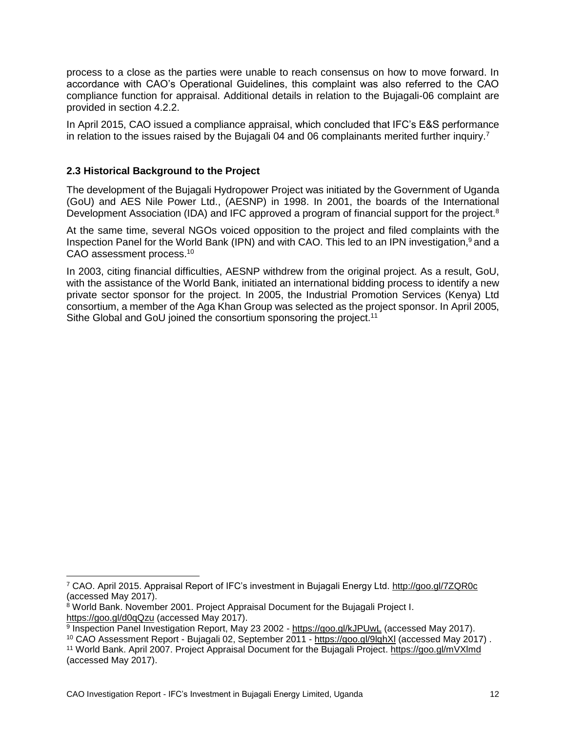process to a close as the parties were unable to reach consensus on how to move forward. In accordance with CAO's Operational Guidelines, this complaint was also referred to the CAO compliance function for appraisal. Additional details in relation to the Bujagali-06 complaint are provided in section 4.2.2.

In April 2015, CAO issued a compliance appraisal, which concluded that IFC's E&S performance in relation to the issues raised by the Bujagali 04 and 06 complainants merited further inquiry.[7]

### 2.3 Historical Background to the Project

The development of the Bujagali Hydropower Project was initiated by the Government of Uganda (GoU) and AES Nile Power Ltd., (AESNP) in 1998. In 2001, the boards of the International Development Association (IDA) and IFC approved a program of financial support for the project.[8]

At the same time, several NGOs voiced opposition to the project and filed complaints with the Inspection Panel for the World Bank (IPN) and with CAO. This led to an IPN investigation,[9] and a CAO assessment process.[10]

In 2003, citing financial difficulties, AESNP withdrew from the original project. As a result, GoU, with the assistance of the World Bank, initiated an international bidding process to identify a new private sector sponsor for the project. In 2005, the Industrial Promotion Services (Kenya) Ltd consortium, a member of the Aga Khan Group was selected as the project sponsor. In April 2005, Sithe Global and GoU joined the consortium sponsoring the project.[11]

---

[7] CAO. April 2015. Appraisal Report of IFC's investment in Bujagali Energy Ltd. http://goo.gl/7ZQR0c (accessed May 2017).

[8] World Bank. November 2001. Project Appraisal Document for the Bujagali Project I. https://goo.gl/d0qQzu (accessed May 2017).

[9] Inspection Panel Investigation Report, May 23 2002 - https://goo.gl/kJPUwL (accessed May 2017).

[10] CAO Assessment Report - Bujagali 02, September 2011 - https://goo.gl/9lqhXl (accessed May 2017) .

[11] World Bank. April 2007. Project Appraisal Document for the Bujagali Project. https://goo.gl/mVXlmd (accessed May 2017).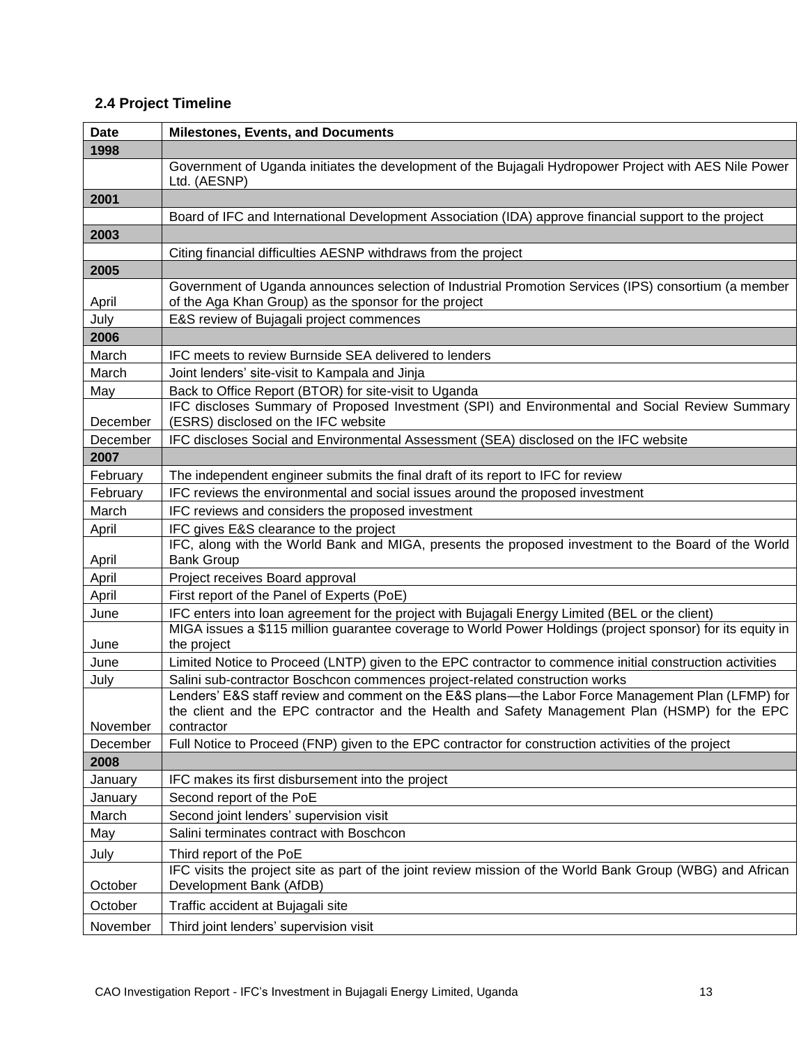## 2.4 Project Timeline

| Date | Milestones, Events, and Documents |
|---|---|
| **1998** | |
| | Government of Uganda initiates the development of the Bujagali Hydropower Project with AES Nile Power Ltd. (AESNP) |
| **2001** | |
| | Board of IFC and International Development Association (IDA) approve financial support to the project |
| **2003** | |
| | Citing financial difficulties AESNP withdraws from the project |
| **2005** | |
| April | Government of Uganda announces selection of Industrial Promotion Services (IPS) consortium (a member of the Aga Khan Group) as the sponsor for the project |
| July | E&S review of Bujagali project commences |
| **2006** | |
| March | IFC meets to review Burnside SEA delivered to lenders |
| March | Joint lenders' site-visit to Kampala and Jinja |
| May | Back to Office Report (BTOR) for site-visit to Uganda |
| December | IFC discloses Summary of Proposed Investment (SPI) and Environmental and Social Review Summary (ESRS) disclosed on the IFC website |
| December | IFC discloses Social and Environmental Assessment (SEA) disclosed on the IFC website |
| **2007** | |
| February | The independent engineer submits the final draft of its report to IFC for review |
| February | IFC reviews the environmental and social issues around the proposed investment |
| March | IFC reviews and considers the proposed investment |
| April | IFC gives E&S clearance to the project |
| April | IFC, along with the World Bank and MIGA, presents the proposed investment to the Board of the World Bank Group |
| April | Project receives Board approval |
| April | First report of the Panel of Experts (PoE) |
| June | IFC enters into loan agreement for the project with Bujagali Energy Limited (BEL or the client) |
| June | MIGA issues a $115 million guarantee coverage to World Power Holdings (project sponsor) for its equity in the project |
| June | Limited Notice to Proceed (LNTP) given to the EPC contractor to commence initial construction activities |
| July | Salini sub-contractor Boschcon commences project-related construction works |
| November | Lenders' E&S staff review and comment on the E&S plans—the Labor Force Management Plan (LFMP) for the client and the EPC contractor and the Health and Safety Management Plan (HSMP) for the EPC contractor |
| December | Full Notice to Proceed (FNP) given to the EPC contractor for construction activities of the project |
| **2008** | |
| January | IFC makes its first disbursement into the project |
| January | Second report of the PoE |
| March | Second joint lenders' supervision visit |
| May | Salini terminates contract with Boschcon |
| July | Third report of the PoE |
| October | IFC visits the project site as part of the joint review mission of the World Bank Group (WBG) and African Development Bank (AfDB) |
| October | Traffic accident at Bujagali site |
| November | Third joint lenders' supervision visit |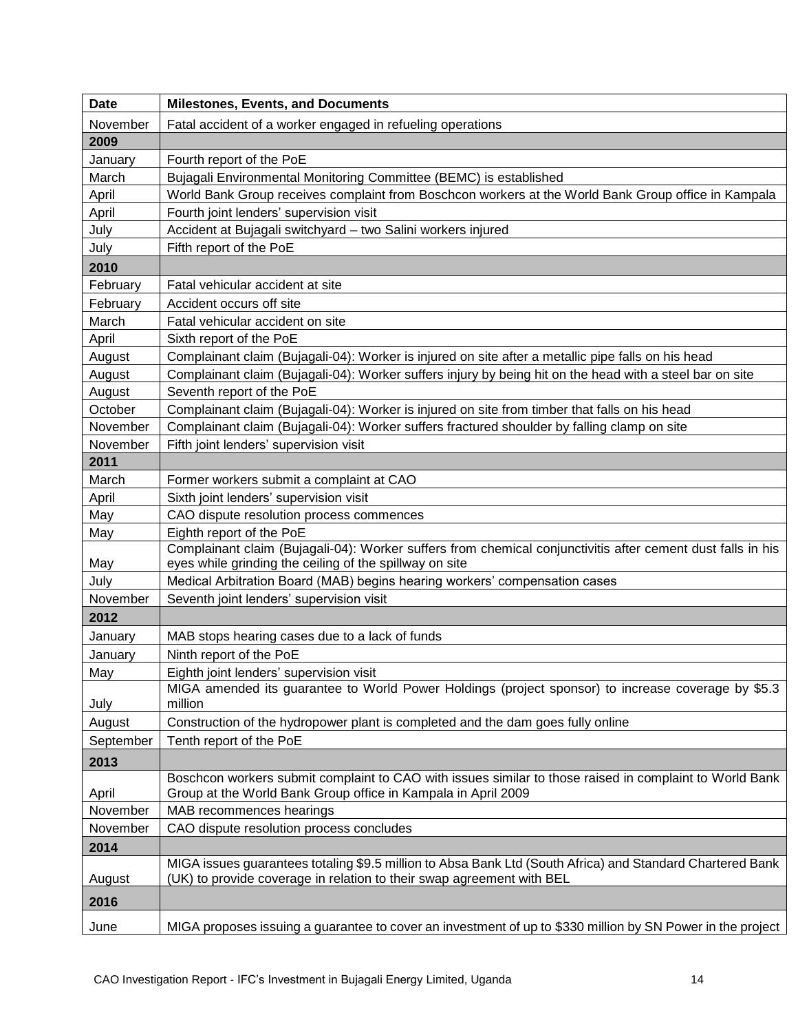| Date | Milestones, Events, and Documents |
|---|---|
| November | Fatal accident of a worker engaged in refueling operations |
| **2009** | |
| January | Fourth report of the PoE |
| March | Bujagali Environmental Monitoring Committee (BEMC) is established |
| April | World Bank Group receives complaint from Boschcon workers at the World Bank Group office in Kampala |
| April | Fourth joint lenders' supervision visit |
| July | Accident at Bujagali switchyard – two Salini workers injured |
| July | Fifth report of the PoE |
| **2010** | |
| February | Fatal vehicular accident at site |
| February | Accident occurs off site |
| March | Fatal vehicular accident on site |
| April | Sixth report of the PoE |
| August | Complainant claim (Bujagali-04): Worker is injured on site after a metallic pipe falls on his head |
| August | Complainant claim (Bujagali-04): Worker suffers injury by being hit on the head with a steel bar on site |
| August | Seventh report of the PoE |
| October | Complainant claim (Bujagali-04): Worker is injured on site from timber that falls on his head |
| November | Complainant claim (Bujagali-04): Worker suffers fractured shoulder by falling clamp on site |
| November | Fifth joint lenders' supervision visit |
| **2011** | |
| March | Former workers submit a complaint at CAO |
| April | Sixth joint lenders' supervision visit |
| May | CAO dispute resolution process commences |
| May | Eighth report of the PoE |
| May | Complainant claim (Bujagali-04): Worker suffers from chemical conjunctivitis after cement dust falls in his eyes while grinding the ceiling of the spillway on site |
| July | Medical Arbitration Board (MAB) begins hearing workers' compensation cases |
| November | Seventh joint lenders' supervision visit |
| **2012** | |
| January | MAB stops hearing cases due to a lack of funds |
| January | Ninth report of the PoE |
| May | Eighth joint lenders' supervision visit |
| July | MIGA amended its guarantee to World Power Holdings (project sponsor) to increase coverage by \$5.3 million |
| August | Construction of the hydropower plant is completed and the dam goes fully online |
| September | Tenth report of the PoE |
| **2013** | |
| April | Boschcon workers submit complaint to CAO with issues similar to those raised in complaint to World Bank Group at the World Bank Group office in Kampala in April 2009 |
| November | MAB recommences hearings |
| November | CAO dispute resolution process concludes |
| **2014** | |
| August | MIGA issues guarantees totaling \$9.5 million to Absa Bank Ltd (South Africa) and Standard Chartered Bank (UK) to provide coverage in relation to their swap agreement with BEL |
| **2016** | |
| June | MIGA proposes issuing a guarantee to cover an investment of up to \$330 million by SN Power in the project |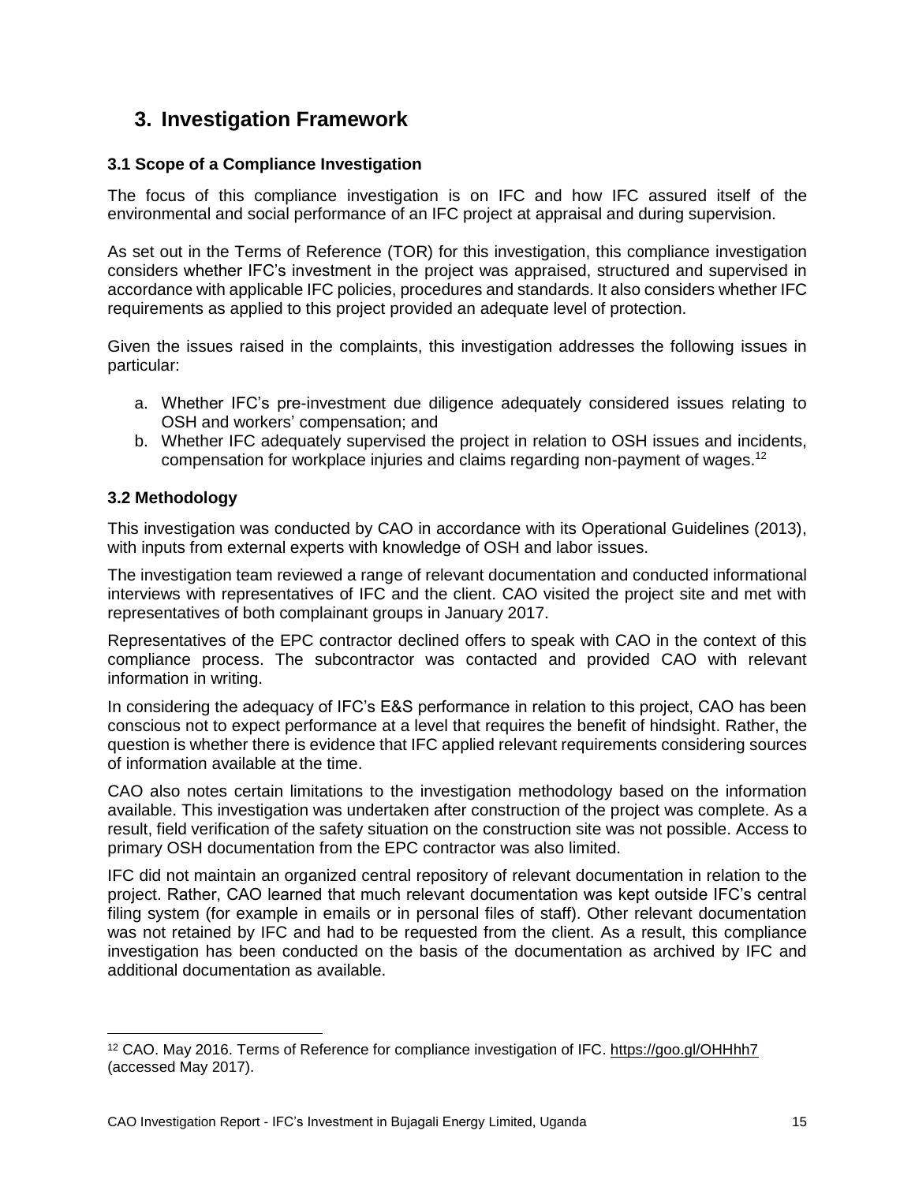# 3. Investigation Framework

### 3.1 Scope of a Compliance Investigation

The focus of this compliance investigation is on IFC and how IFC assured itself of the environmental and social performance of an IFC project at appraisal and during supervision.

As set out in the Terms of Reference (TOR) for this investigation, this compliance investigation considers whether IFC's investment in the project was appraised, structured and supervised in accordance with applicable IFC policies, procedures and standards. It also considers whether IFC requirements as applied to this project provided an adequate level of protection.

Given the issues raised in the complaints, this investigation addresses the following issues in particular:

a. Whether IFC's pre-investment due diligence adequately considered issues relating to OSH and workers' compensation; and
b. Whether IFC adequately supervised the project in relation to OSH issues and incidents, compensation for workplace injuries and claims regarding non-payment of wages.[12]

### 3.2 Methodology

This investigation was conducted by CAO in accordance with its Operational Guidelines (2013), with inputs from external experts with knowledge of OSH and labor issues.

The investigation team reviewed a range of relevant documentation and conducted informational interviews with representatives of IFC and the client. CAO visited the project site and met with representatives of both complainant groups in January 2017.

Representatives of the EPC contractor declined offers to speak with CAO in the context of this compliance process. The subcontractor was contacted and provided CAO with relevant information in writing.

In considering the adequacy of IFC's E&S performance in relation to this project, CAO has been conscious not to expect performance at a level that requires the benefit of hindsight. Rather, the question is whether there is evidence that IFC applied relevant requirements considering sources of information available at the time.

CAO also notes certain limitations to the investigation methodology based on the information available. This investigation was undertaken after construction of the project was complete. As a result, field verification of the safety situation on the construction site was not possible. Access to primary OSH documentation from the EPC contractor was also limited.

IFC did not maintain an organized central repository of relevant documentation in relation to the project. Rather, CAO learned that much relevant documentation was kept outside IFC's central filing system (for example in emails or in personal files of staff). Other relevant documentation was not retained by IFC and had to be requested from the client. As a result, this compliance investigation has been conducted on the basis of the documentation as archived by IFC and additional documentation as available.

---

[12] CAO. May 2016. Terms of Reference for compliance investigation of IFC. https://goo.gl/OHHhh7 (accessed May 2017).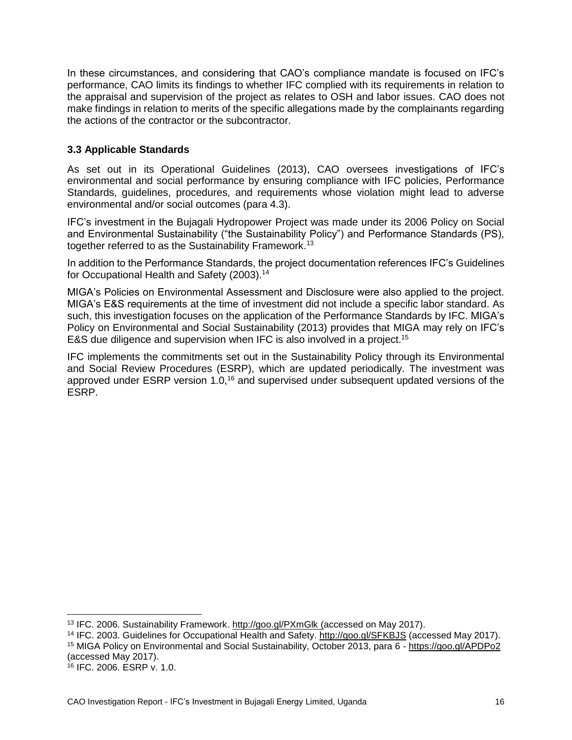In these circumstances, and considering that CAO's compliance mandate is focused on IFC's performance, CAO limits its findings to whether IFC complied with its requirements in relation to the appraisal and supervision of the project as relates to OSH and labor issues. CAO does not make findings in relation to merits of the specific allegations made by the complainants regarding the actions of the contractor or the subcontractor.

### 3.3 Applicable Standards

As set out in its Operational Guidelines (2013), CAO oversees investigations of IFC's environmental and social performance by ensuring compliance with IFC policies, Performance Standards, guidelines, procedures, and requirements whose violation might lead to adverse environmental and/or social outcomes (para 4.3).

IFC's investment in the Bujagali Hydropower Project was made under its 2006 Policy on Social and Environmental Sustainability ("the Sustainability Policy") and Performance Standards (PS), together referred to as the Sustainability Framework.[13]

In addition to the Performance Standards, the project documentation references IFC's Guidelines for Occupational Health and Safety (2003).[14]

MIGA's Policies on Environmental Assessment and Disclosure were also applied to the project. MIGA's E&S requirements at the time of investment did not include a specific labor standard. As such, this investigation focuses on the application of the Performance Standards by IFC. MIGA's Policy on Environmental and Social Sustainability (2013) provides that MIGA may rely on IFC's E&S due diligence and supervision when IFC is also involved in a project.[15]

IFC implements the commitments set out in the Sustainability Policy through its Environmental and Social Review Procedures (ESRP), which are updated periodically. The investment was approved under ESRP version 1.0,[16] and supervised under subsequent updated versions of the ESRP.

---

[13] IFC. 2006. Sustainability Framework. http://goo.gl/PXmGlk (accessed on May 2017).

[14] IFC. 2003. Guidelines for Occupational Health and Safety. http://goo.gl/SFKBJS (accessed May 2017).

[15] MIGA Policy on Environmental and Social Sustainability, October 2013, para 6 - https://goo.gl/APDPo2 (accessed May 2017).

[16] IFC. 2006. ESRP v. 1.0.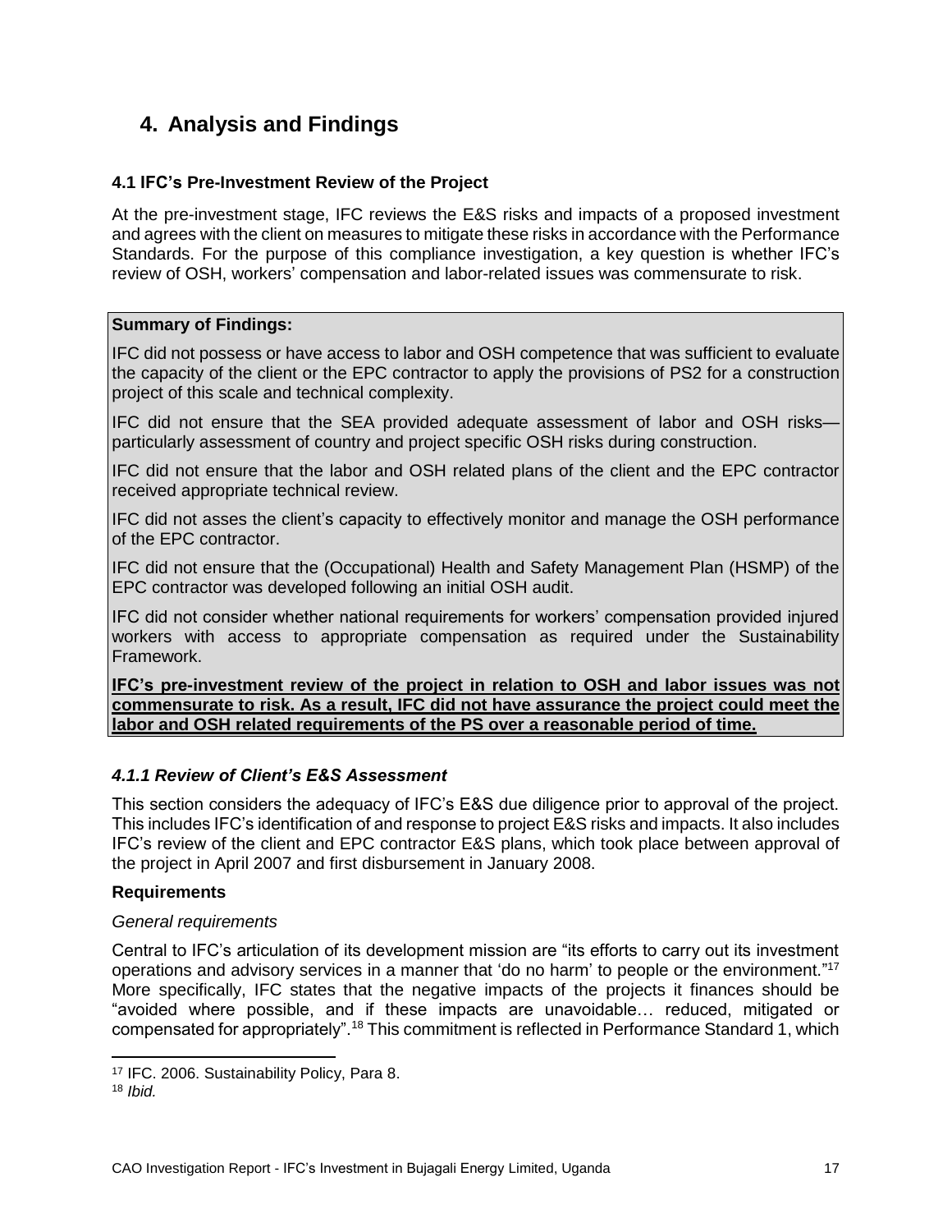# 4. Analysis and Findings

### 4.1 IFC's Pre-Investment Review of the Project

At the pre-investment stage, IFC reviews the E&S risks and impacts of a proposed investment and agrees with the client on measures to mitigate these risks in accordance with the Performance Standards. For the purpose of this compliance investigation, a key question is whether IFC's review of OSH, workers' compensation and labor-related issues was commensurate to risk.

**Summary of Findings:**

IFC did not possess or have access to labor and OSH competence that was sufficient to evaluate the capacity of the client or the EPC contractor to apply the provisions of PS2 for a construction project of this scale and technical complexity.

IFC did not ensure that the SEA provided adequate assessment of labor and OSH risks—particularly assessment of country and project specific OSH risks during construction.

IFC did not ensure that the labor and OSH related plans of the client and the EPC contractor received appropriate technical review.

IFC did not asses the client's capacity to effectively monitor and manage the OSH performance of the EPC contractor.

IFC did not ensure that the (Occupational) Health and Safety Management Plan (HSMP) of the EPC contractor was developed following an initial OSH audit.

IFC did not consider whether national requirements for workers' compensation provided injured workers with access to appropriate compensation as required under the Sustainability Framework.

**IFC's pre-investment review of the project in relation to OSH and labor issues was not commensurate to risk. As a result, IFC did not have assurance the project could meet the labor and OSH related requirements of the PS over a reasonable period of time.**

#### *4.1.1 Review of Client's E&S Assessment*

This section considers the adequacy of IFC's E&S due diligence prior to approval of the project. This includes IFC's identification of and response to project E&S risks and impacts. It also includes IFC's review of the client and EPC contractor E&S plans, which took place between approval of the project in April 2007 and first disbursement in January 2008.

**Requirements**

*General requirements*

Central to IFC's articulation of its development mission are "its efforts to carry out its investment operations and advisory services in a manner that 'do no harm' to people or the environment."[17] More specifically, IFC states that the negative impacts of the projects it finances should be "avoided where possible, and if these impacts are unavoidable… reduced, mitigated or compensated for appropriately".[18] This commitment is reflected in Performance Standard 1, which

---

[17] IFC. 2006. Sustainability Policy, Para 8.

[18] *Ibid.*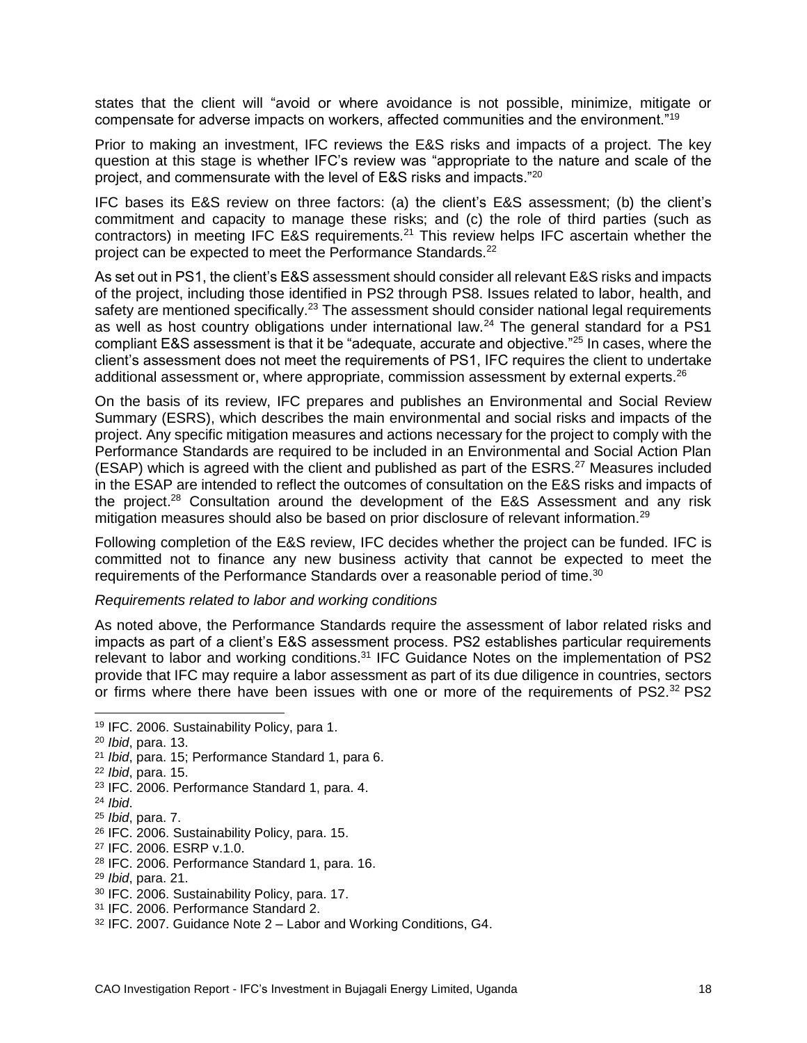states that the client will "avoid or where avoidance is not possible, minimize, mitigate or compensate for adverse impacts on workers, affected communities and the environment."[19]

Prior to making an investment, IFC reviews the E&S risks and impacts of a project. The key question at this stage is whether IFC's review was "appropriate to the nature and scale of the project, and commensurate with the level of E&S risks and impacts."[20]

IFC bases its E&S review on three factors: (a) the client's E&S assessment; (b) the client's commitment and capacity to manage these risks; and (c) the role of third parties (such as contractors) in meeting IFC E&S requirements.[21] This review helps IFC ascertain whether the project can be expected to meet the Performance Standards.[22]

As set out in PS1, the client's E&S assessment should consider all relevant E&S risks and impacts of the project, including those identified in PS2 through PS8. Issues related to labor, health, and safety are mentioned specifically.[23] The assessment should consider national legal requirements as well as host country obligations under international law.[24] The general standard for a PS1 compliant E&S assessment is that it be "adequate, accurate and objective."[25] In cases, where the client's assessment does not meet the requirements of PS1, IFC requires the client to undertake additional assessment or, where appropriate, commission assessment by external experts.[26]

On the basis of its review, IFC prepares and publishes an Environmental and Social Review Summary (ESRS), which describes the main environmental and social risks and impacts of the project. Any specific mitigation measures and actions necessary for the project to comply with the Performance Standards are required to be included in an Environmental and Social Action Plan (ESAP) which is agreed with the client and published as part of the ESRS.[27] Measures included in the ESAP are intended to reflect the outcomes of consultation on the E&S risks and impacts of the project.[28] Consultation around the development of the E&S Assessment and any risk mitigation measures should also be based on prior disclosure of relevant information.[29]

Following completion of the E&S review, IFC decides whether the project can be funded. IFC is committed not to finance any new business activity that cannot be expected to meet the requirements of the Performance Standards over a reasonable period of time.[30]

*Requirements related to labor and working conditions*

As noted above, the Performance Standards require the assessment of labor related risks and impacts as part of a client's E&S assessment process. PS2 establishes particular requirements relevant to labor and working conditions.[31] IFC Guidance Notes on the implementation of PS2 provide that IFC may require a labor assessment as part of its due diligence in countries, sectors or firms where there have been issues with one or more of the requirements of PS2.[32] PS2

---

[19] IFC. 2006. Sustainability Policy, para 1.
[20] *Ibid*, para. 13.
[21] *Ibid*, para. 15; Performance Standard 1, para 6.
[22] *Ibid*, para. 15.
[23] IFC. 2006. Performance Standard 1, para. 4.
[24] *Ibid*.
[25] *Ibid*, para. 7.
[26] IFC. 2006. Sustainability Policy, para. 15.
[27] IFC. 2006. ESRP v.1.0.
[28] IFC. 2006. Performance Standard 1, para. 16.
[29] *Ibid*, para. 21.
[30] IFC. 2006. Sustainability Policy, para. 17.
[31] IFC. 2006. Performance Standard 2.
[32] IFC. 2007. Guidance Note 2 – Labor and Working Conditions, G4.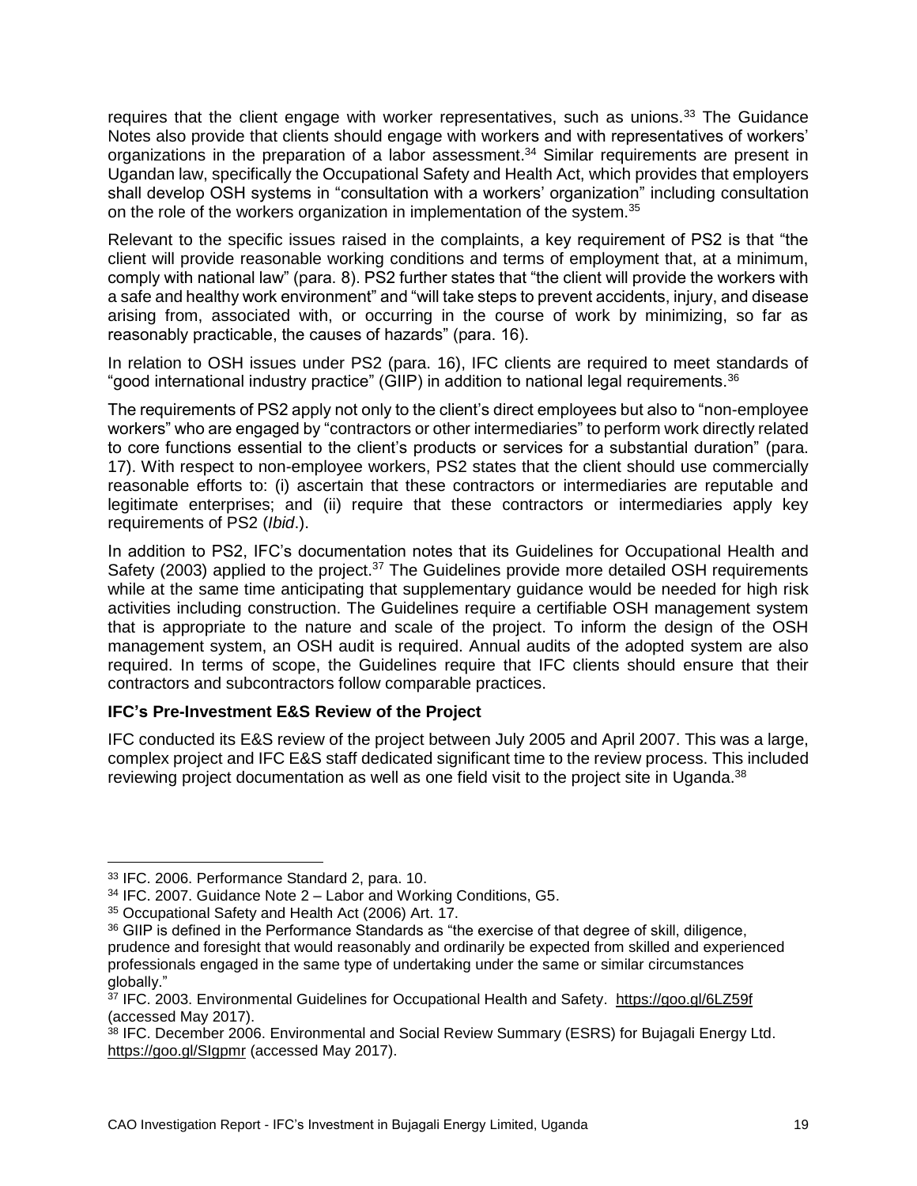requires that the client engage with worker representatives, such as unions.[33] The Guidance Notes also provide that clients should engage with workers and with representatives of workers' organizations in the preparation of a labor assessment.[34] Similar requirements are present in Ugandan law, specifically the Occupational Safety and Health Act, which provides that employers shall develop OSH systems in "consultation with a workers' organization" including consultation on the role of the workers organization in implementation of the system.[35]

Relevant to the specific issues raised in the complaints, a key requirement of PS2 is that "the client will provide reasonable working conditions and terms of employment that, at a minimum, comply with national law" (para. 8). PS2 further states that "the client will provide the workers with a safe and healthy work environment" and "will take steps to prevent accidents, injury, and disease arising from, associated with, or occurring in the course of work by minimizing, so far as reasonably practicable, the causes of hazards" (para. 16).

In relation to OSH issues under PS2 (para. 16), IFC clients are required to meet standards of "good international industry practice" (GIIP) in addition to national legal requirements.[36]

The requirements of PS2 apply not only to the client's direct employees but also to "non-employee workers" who are engaged by "contractors or other intermediaries" to perform work directly related to core functions essential to the client's products or services for a substantial duration" (para. 17). With respect to non-employee workers, PS2 states that the client should use commercially reasonable efforts to: (i) ascertain that these contractors or intermediaries are reputable and legitimate enterprises; and (ii) require that these contractors or intermediaries apply key requirements of PS2 (*Ibid*.).

In addition to PS2, IFC's documentation notes that its Guidelines for Occupational Health and Safety (2003) applied to the project.[37] The Guidelines provide more detailed OSH requirements while at the same time anticipating that supplementary guidance would be needed for high risk activities including construction. The Guidelines require a certifiable OSH management system that is appropriate to the nature and scale of the project. To inform the design of the OSH management system, an OSH audit is required. Annual audits of the adopted system are also required. In terms of scope, the Guidelines require that IFC clients should ensure that their contractors and subcontractors follow comparable practices.

**IFC's Pre-Investment E&S Review of the Project**

IFC conducted its E&S review of the project between July 2005 and April 2007. This was a large, complex project and IFC E&S staff dedicated significant time to the review process. This included reviewing project documentation as well as one field visit to the project site in Uganda.[38]

---

[33] IFC. 2006. Performance Standard 2, para. 10.

[34] IFC. 2007. Guidance Note 2 – Labor and Working Conditions, G5.

[35] Occupational Safety and Health Act (2006) Art. 17.

[36] GIIP is defined in the Performance Standards as "the exercise of that degree of skill, diligence, prudence and foresight that would reasonably and ordinarily be expected from skilled and experienced professionals engaged in the same type of undertaking under the same or similar circumstances globally."

[37] IFC. 2003. Environmental Guidelines for Occupational Health and Safety. https://goo.gl/6LZ59f (accessed May 2017).

[38] IFC. December 2006. Environmental and Social Review Summary (ESRS) for Bujagali Energy Ltd. https://goo.gl/SIgpmr (accessed May 2017).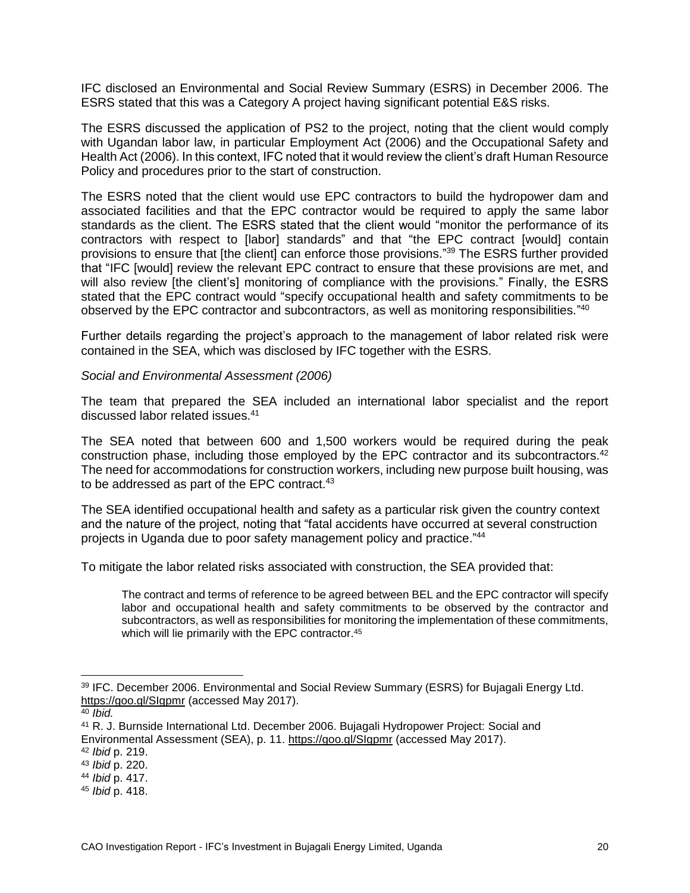IFC disclosed an Environmental and Social Review Summary (ESRS) in December 2006. The ESRS stated that this was a Category A project having significant potential E&S risks.

The ESRS discussed the application of PS2 to the project, noting that the client would comply with Ugandan labor law, in particular Employment Act (2006) and the Occupational Safety and Health Act (2006). In this context, IFC noted that it would review the client's draft Human Resource Policy and procedures prior to the start of construction.

The ESRS noted that the client would use EPC contractors to build the hydropower dam and associated facilities and that the EPC contractor would be required to apply the same labor standards as the client. The ESRS stated that the client would "monitor the performance of its contractors with respect to [labor] standards" and that "the EPC contract [would] contain provisions to ensure that [the client] can enforce those provisions."[39] The ESRS further provided that "IFC [would] review the relevant EPC contract to ensure that these provisions are met, and will also review [the client's] monitoring of compliance with the provisions." Finally, the ESRS stated that the EPC contract would "specify occupational health and safety commitments to be observed by the EPC contractor and subcontractors, as well as monitoring responsibilities."[40]

Further details regarding the project's approach to the management of labor related risk were contained in the SEA, which was disclosed by IFC together with the ESRS.

*Social and Environmental Assessment (2006)*

The team that prepared the SEA included an international labor specialist and the report discussed labor related issues.[41]

The SEA noted that between 600 and 1,500 workers would be required during the peak construction phase, including those employed by the EPC contractor and its subcontractors.[42] The need for accommodations for construction workers, including new purpose built housing, was to be addressed as part of the EPC contract.[43]

The SEA identified occupational health and safety as a particular risk given the country context and the nature of the project, noting that "fatal accidents have occurred at several construction projects in Uganda due to poor safety management policy and practice."[44]

To mitigate the labor related risks associated with construction, the SEA provided that:

> The contract and terms of reference to be agreed between BEL and the EPC contractor will specify labor and occupational health and safety commitments to be observed by the contractor and subcontractors, as well as responsibilities for monitoring the implementation of these commitments, which will lie primarily with the EPC contractor.[45]

---

[39] IFC. December 2006. Environmental and Social Review Summary (ESRS) for Bujagali Energy Ltd. https://goo.gl/SIgpmr (accessed May 2017).

[40] *Ibid.*

[41] R. J. Burnside International Ltd. December 2006. Bujagali Hydropower Project: Social and Environmental Assessment (SEA), p. 11. https://goo.gl/SIgpmr (accessed May 2017).

[42] *Ibid* p. 219.

[43] *Ibid* p. 220.

[44] *Ibid* p. 417.

[45] *Ibid* p. 418.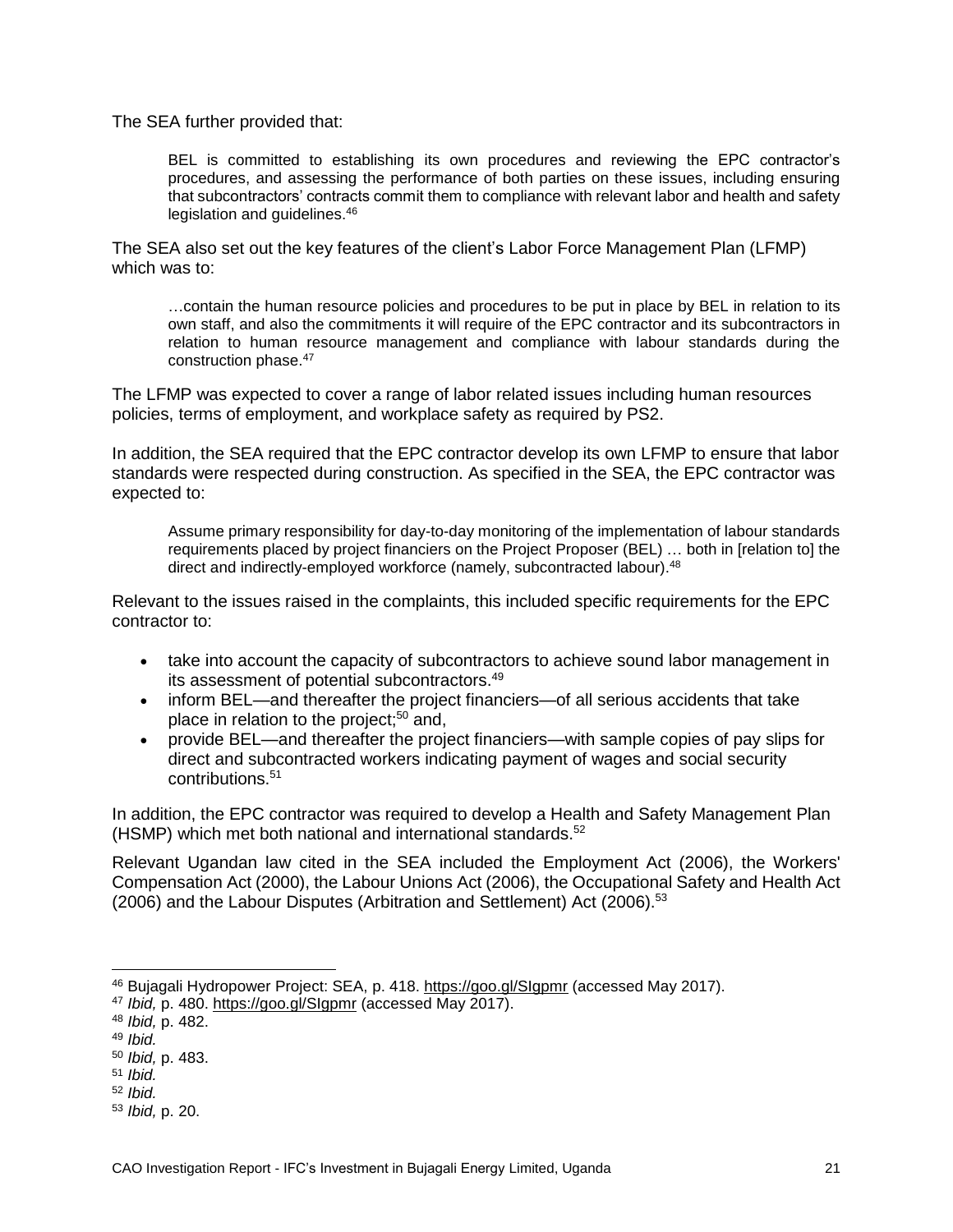The SEA further provided that:

> BEL is committed to establishing its own procedures and reviewing the EPC contractor's procedures, and assessing the performance of both parties on these issues, including ensuring that subcontractors' contracts commit them to compliance with relevant labor and health and safety legislation and guidelines.[46]

The SEA also set out the key features of the client's Labor Force Management Plan (LFMP) which was to:

> …contain the human resource policies and procedures to be put in place by BEL in relation to its own staff, and also the commitments it will require of the EPC contractor and its subcontractors in relation to human resource management and compliance with labour standards during the construction phase.[47]

The LFMP was expected to cover a range of labor related issues including human resources policies, terms of employment, and workplace safety as required by PS2.

In addition, the SEA required that the EPC contractor develop its own LFMP to ensure that labor standards were respected during construction. As specified in the SEA, the EPC contractor was expected to:

> Assume primary responsibility for day-to-day monitoring of the implementation of labour standards requirements placed by project financiers on the Project Proposer (BEL) … both in [relation to] the direct and indirectly-employed workforce (namely, subcontracted labour).[48]

Relevant to the issues raised in the complaints, this included specific requirements for the EPC contractor to:

- take into account the capacity of subcontractors to achieve sound labor management in its assessment of potential subcontractors.[49]
- inform BEL—and thereafter the project financiers—of all serious accidents that take place in relation to the project;[50] and,
- provide BEL—and thereafter the project financiers—with sample copies of pay slips for direct and subcontracted workers indicating payment of wages and social security contributions.[51]

In addition, the EPC contractor was required to develop a Health and Safety Management Plan (HSMP) which met both national and international standards.[52]

Relevant Ugandan law cited in the SEA included the Employment Act (2006), the Workers' Compensation Act (2000), the Labour Unions Act (2006), the Occupational Safety and Health Act (2006) and the Labour Disputes (Arbitration and Settlement) Act (2006).[53]

---

[46] Bujagali Hydropower Project: SEA, p. 418. https://goo.gl/SIgpmr (accessed May 2017).

[47] *Ibid,* p. 480. https://goo.gl/SIgpmr (accessed May 2017).

[48] *Ibid,* p. 482.

[49] *Ibid.*

[50] *Ibid,* p. 483.

[51] *Ibid.*

[52] *Ibid.*

[53] *Ibid,* p. 20.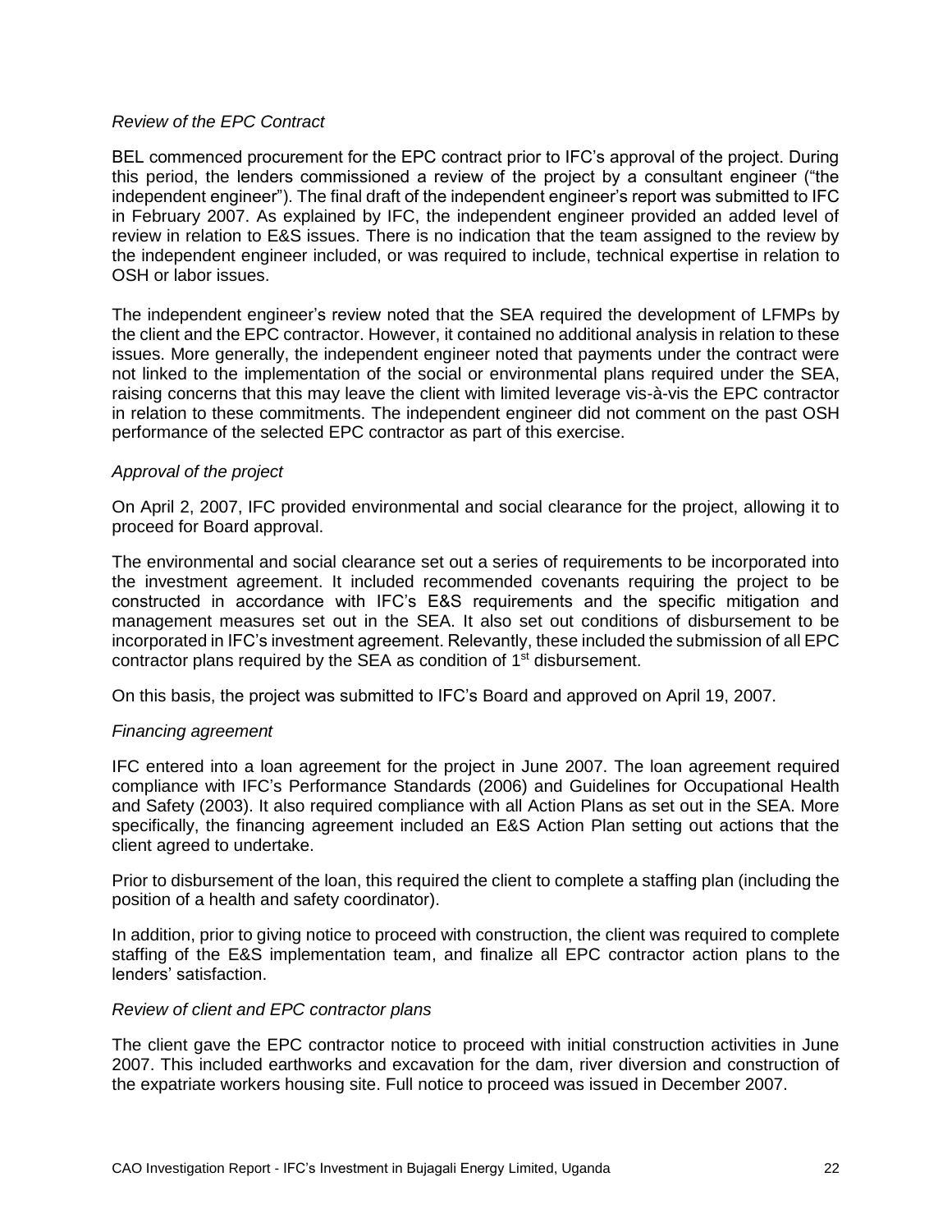*Review of the EPC Contract*

BEL commenced procurement for the EPC contract prior to IFC's approval of the project. During this period, the lenders commissioned a review of the project by a consultant engineer ("the independent engineer"). The final draft of the independent engineer's report was submitted to IFC in February 2007. As explained by IFC, the independent engineer provided an added level of review in relation to E&S issues. There is no indication that the team assigned to the review by the independent engineer included, or was required to include, technical expertise in relation to OSH or labor issues.

The independent engineer's review noted that the SEA required the development of LFMPs by the client and the EPC contractor. However, it contained no additional analysis in relation to these issues. More generally, the independent engineer noted that payments under the contract were not linked to the implementation of the social or environmental plans required under the SEA, raising concerns that this may leave the client with limited leverage vis-à-vis the EPC contractor in relation to these commitments. The independent engineer did not comment on the past OSH performance of the selected EPC contractor as part of this exercise.

*Approval of the project*

On April 2, 2007, IFC provided environmental and social clearance for the project, allowing it to proceed for Board approval.

The environmental and social clearance set out a series of requirements to be incorporated into the investment agreement. It included recommended covenants requiring the project to be constructed in accordance with IFC's E&S requirements and the specific mitigation and management measures set out in the SEA. It also set out conditions of disbursement to be incorporated in IFC's investment agreement. Relevantly, these included the submission of all EPC contractor plans required by the SEA as condition of 1st disbursement.

On this basis, the project was submitted to IFC's Board and approved on April 19, 2007.

*Financing agreement*

IFC entered into a loan agreement for the project in June 2007. The loan agreement required compliance with IFC's Performance Standards (2006) and Guidelines for Occupational Health and Safety (2003). It also required compliance with all Action Plans as set out in the SEA. More specifically, the financing agreement included an E&S Action Plan setting out actions that the client agreed to undertake.

Prior to disbursement of the loan, this required the client to complete a staffing plan (including the position of a health and safety coordinator).

In addition, prior to giving notice to proceed with construction, the client was required to complete staffing of the E&S implementation team, and finalize all EPC contractor action plans to the lenders' satisfaction.

*Review of client and EPC contractor plans*

The client gave the EPC contractor notice to proceed with initial construction activities in June 2007. This included earthworks and excavation for the dam, river diversion and construction of the expatriate workers housing site. Full notice to proceed was issued in December 2007.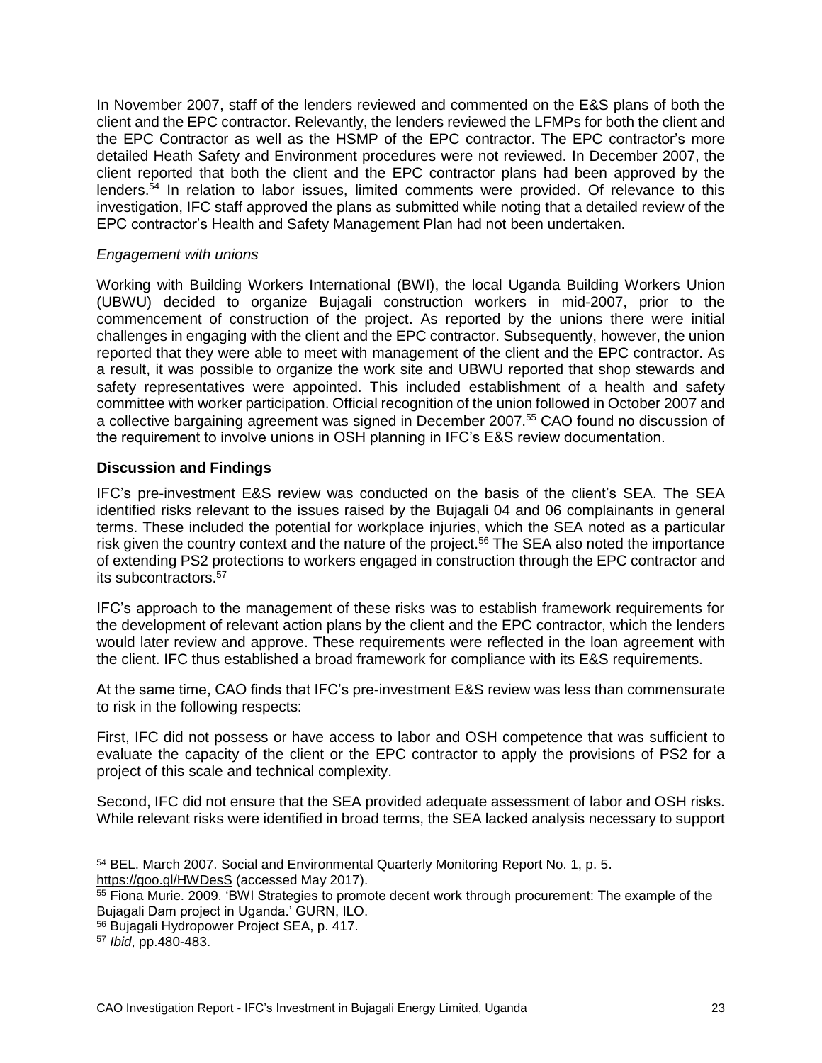In November 2007, staff of the lenders reviewed and commented on the E&S plans of both the client and the EPC contractor. Relevantly, the lenders reviewed the LFMPs for both the client and the EPC Contractor as well as the HSMP of the EPC contractor. The EPC contractor's more detailed Heath Safety and Environment procedures were not reviewed. In December 2007, the client reported that both the client and the EPC contractor plans had been approved by the lenders.[54] In relation to labor issues, limited comments were provided. Of relevance to this investigation, IFC staff approved the plans as submitted while noting that a detailed review of the EPC contractor's Health and Safety Management Plan had not been undertaken.

*Engagement with unions*

Working with Building Workers International (BWI), the local Uganda Building Workers Union (UBWU) decided to organize Bujagali construction workers in mid-2007, prior to the commencement of construction of the project. As reported by the unions there were initial challenges in engaging with the client and the EPC contractor. Subsequently, however, the union reported that they were able to meet with management of the client and the EPC contractor. As a result, it was possible to organize the work site and UBWU reported that shop stewards and safety representatives were appointed. This included establishment of a health and safety committee with worker participation. Official recognition of the union followed in October 2007 and a collective bargaining agreement was signed in December 2007.[55] CAO found no discussion of the requirement to involve unions in OSH planning in IFC's E&S review documentation.

**Discussion and Findings**

IFC's pre-investment E&S review was conducted on the basis of the client's SEA. The SEA identified risks relevant to the issues raised by the Bujagali 04 and 06 complainants in general terms. These included the potential for workplace injuries, which the SEA noted as a particular risk given the country context and the nature of the project.[56] The SEA also noted the importance of extending PS2 protections to workers engaged in construction through the EPC contractor and its subcontractors.[57]

IFC's approach to the management of these risks was to establish framework requirements for the development of relevant action plans by the client and the EPC contractor, which the lenders would later review and approve. These requirements were reflected in the loan agreement with the client. IFC thus established a broad framework for compliance with its E&S requirements.

At the same time, CAO finds that IFC's pre-investment E&S review was less than commensurate to risk in the following respects:

First, IFC did not possess or have access to labor and OSH competence that was sufficient to evaluate the capacity of the client or the EPC contractor to apply the provisions of PS2 for a project of this scale and technical complexity.

Second, IFC did not ensure that the SEA provided adequate assessment of labor and OSH risks. While relevant risks were identified in broad terms, the SEA lacked analysis necessary to support

---

[54] BEL. March 2007. Social and Environmental Quarterly Monitoring Report No. 1, p. 5. https://goo.gl/HWDesS (accessed May 2017).

[55] Fiona Murie. 2009. 'BWI Strategies to promote decent work through procurement: The example of the Bujagali Dam project in Uganda.' GURN, ILO.

[56] Bujagali Hydropower Project SEA, p. 417.

[57] *Ibid*, pp.480-483.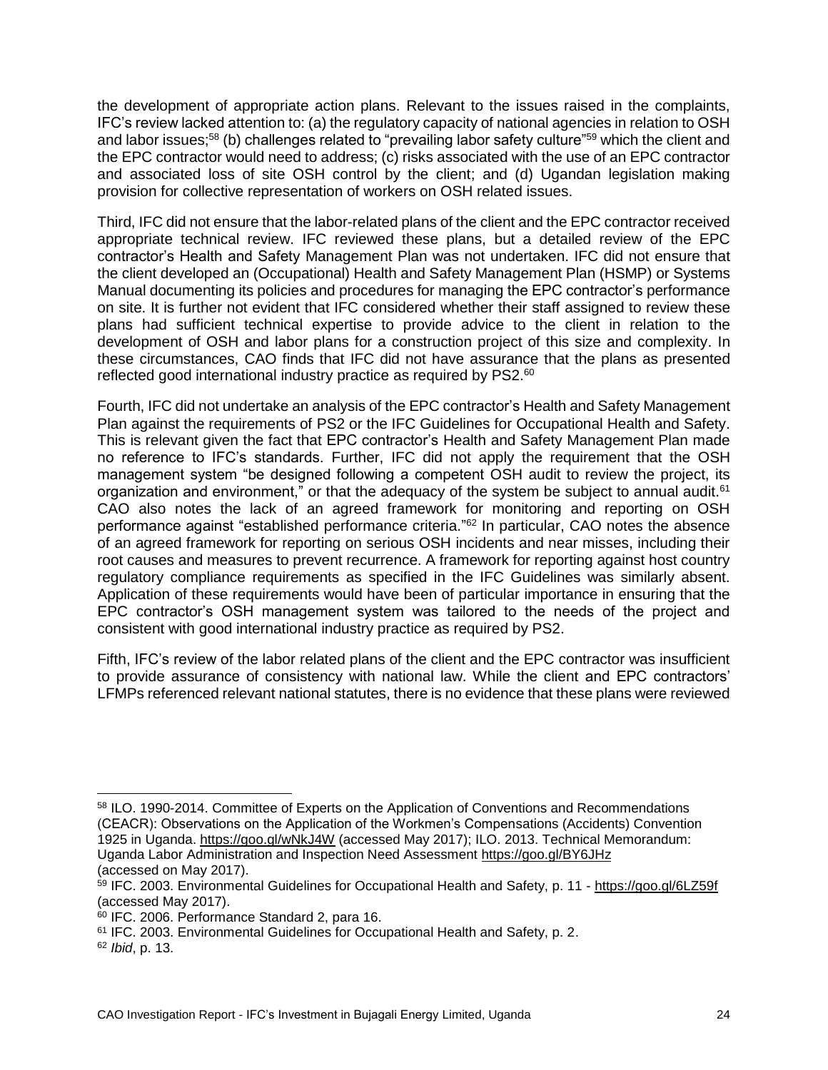the development of appropriate action plans. Relevant to the issues raised in the complaints, IFC's review lacked attention to: (a) the regulatory capacity of national agencies in relation to OSH and labor issues;[58] (b) challenges related to "prevailing labor safety culture"[59] which the client and the EPC contractor would need to address; (c) risks associated with the use of an EPC contractor and associated loss of site OSH control by the client; and (d) Ugandan legislation making provision for collective representation of workers on OSH related issues.

Third, IFC did not ensure that the labor-related plans of the client and the EPC contractor received appropriate technical review. IFC reviewed these plans, but a detailed review of the EPC contractor's Health and Safety Management Plan was not undertaken. IFC did not ensure that the client developed an (Occupational) Health and Safety Management Plan (HSMP) or Systems Manual documenting its policies and procedures for managing the EPC contractor's performance on site. It is further not evident that IFC considered whether their staff assigned to review these plans had sufficient technical expertise to provide advice to the client in relation to the development of OSH and labor plans for a construction project of this size and complexity. In these circumstances, CAO finds that IFC did not have assurance that the plans as presented reflected good international industry practice as required by PS2.[60]

Fourth, IFC did not undertake an analysis of the EPC contractor's Health and Safety Management Plan against the requirements of PS2 or the IFC Guidelines for Occupational Health and Safety. This is relevant given the fact that EPC contractor's Health and Safety Management Plan made no reference to IFC's standards. Further, IFC did not apply the requirement that the OSH management system "be designed following a competent OSH audit to review the project, its organization and environment," or that the adequacy of the system be subject to annual audit.[61] CAO also notes the lack of an agreed framework for monitoring and reporting on OSH performance against "established performance criteria."[62] In particular, CAO notes the absence of an agreed framework for reporting on serious OSH incidents and near misses, including their root causes and measures to prevent recurrence. A framework for reporting against host country regulatory compliance requirements as specified in the IFC Guidelines was similarly absent. Application of these requirements would have been of particular importance in ensuring that the EPC contractor's OSH management system was tailored to the needs of the project and consistent with good international industry practice as required by PS2.

Fifth, IFC's review of the labor related plans of the client and the EPC contractor was insufficient to provide assurance of consistency with national law. While the client and EPC contractors' LFMPs referenced relevant national statutes, there is no evidence that these plans were reviewed

---

[58] ILO. 1990-2014. Committee of Experts on the Application of Conventions and Recommendations (CEACR): Observations on the Application of the Workmen's Compensations (Accidents) Convention 1925 in Uganda. https://goo.gl/wNkJ4W (accessed May 2017); ILO. 2013. Technical Memorandum: Uganda Labor Administration and Inspection Need Assessment https://goo.gl/BY6JHz (accessed on May 2017).

[59] IFC. 2003. Environmental Guidelines for Occupational Health and Safety, p. 11 - https://goo.gl/6LZ59f (accessed May 2017).

[60] IFC. 2006. Performance Standard 2, para 16.

[61] IFC. 2003. Environmental Guidelines for Occupational Health and Safety, p. 2.

[62] *Ibid*, p. 13.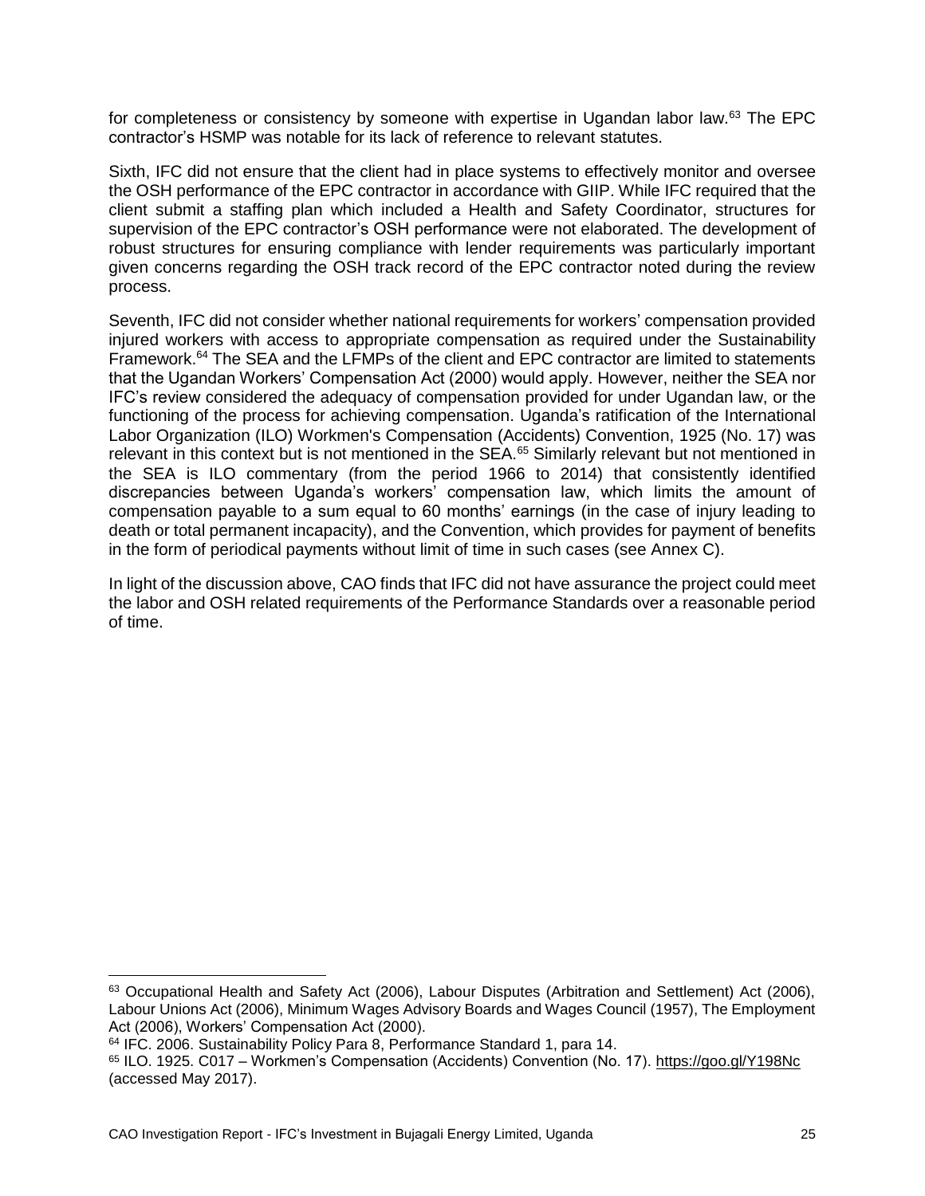for completeness or consistency by someone with expertise in Ugandan labor law.[63] The EPC contractor's HSMP was notable for its lack of reference to relevant statutes.

Sixth, IFC did not ensure that the client had in place systems to effectively monitor and oversee the OSH performance of the EPC contractor in accordance with GIIP. While IFC required that the client submit a staffing plan which included a Health and Safety Coordinator, structures for supervision of the EPC contractor's OSH performance were not elaborated. The development of robust structures for ensuring compliance with lender requirements was particularly important given concerns regarding the OSH track record of the EPC contractor noted during the review process.

Seventh, IFC did not consider whether national requirements for workers' compensation provided injured workers with access to appropriate compensation as required under the Sustainability Framework.[64] The SEA and the LFMPs of the client and EPC contractor are limited to statements that the Ugandan Workers' Compensation Act (2000) would apply. However, neither the SEA nor IFC's review considered the adequacy of compensation provided for under Ugandan law, or the functioning of the process for achieving compensation. Uganda's ratification of the International Labor Organization (ILO) Workmen's Compensation (Accidents) Convention, 1925 (No. 17) was relevant in this context but is not mentioned in the SEA.[65] Similarly relevant but not mentioned in the SEA is ILO commentary (from the period 1966 to 2014) that consistently identified discrepancies between Uganda's workers' compensation law, which limits the amount of compensation payable to a sum equal to 60 months' earnings (in the case of injury leading to death or total permanent incapacity), and the Convention, which provides for payment of benefits in the form of periodical payments without limit of time in such cases (see Annex C).

In light of the discussion above, CAO finds that IFC did not have assurance the project could meet the labor and OSH related requirements of the Performance Standards over a reasonable period of time.

---

[63] Occupational Health and Safety Act (2006), Labour Disputes (Arbitration and Settlement) Act (2006), Labour Unions Act (2006), Minimum Wages Advisory Boards and Wages Council (1957), The Employment Act (2006), Workers' Compensation Act (2000).

[64] IFC. 2006. Sustainability Policy Para 8, Performance Standard 1, para 14.

[65] ILO. 1925. C017 – Workmen's Compensation (Accidents) Convention (No. 17). https://goo.gl/Y198Nc (accessed May 2017).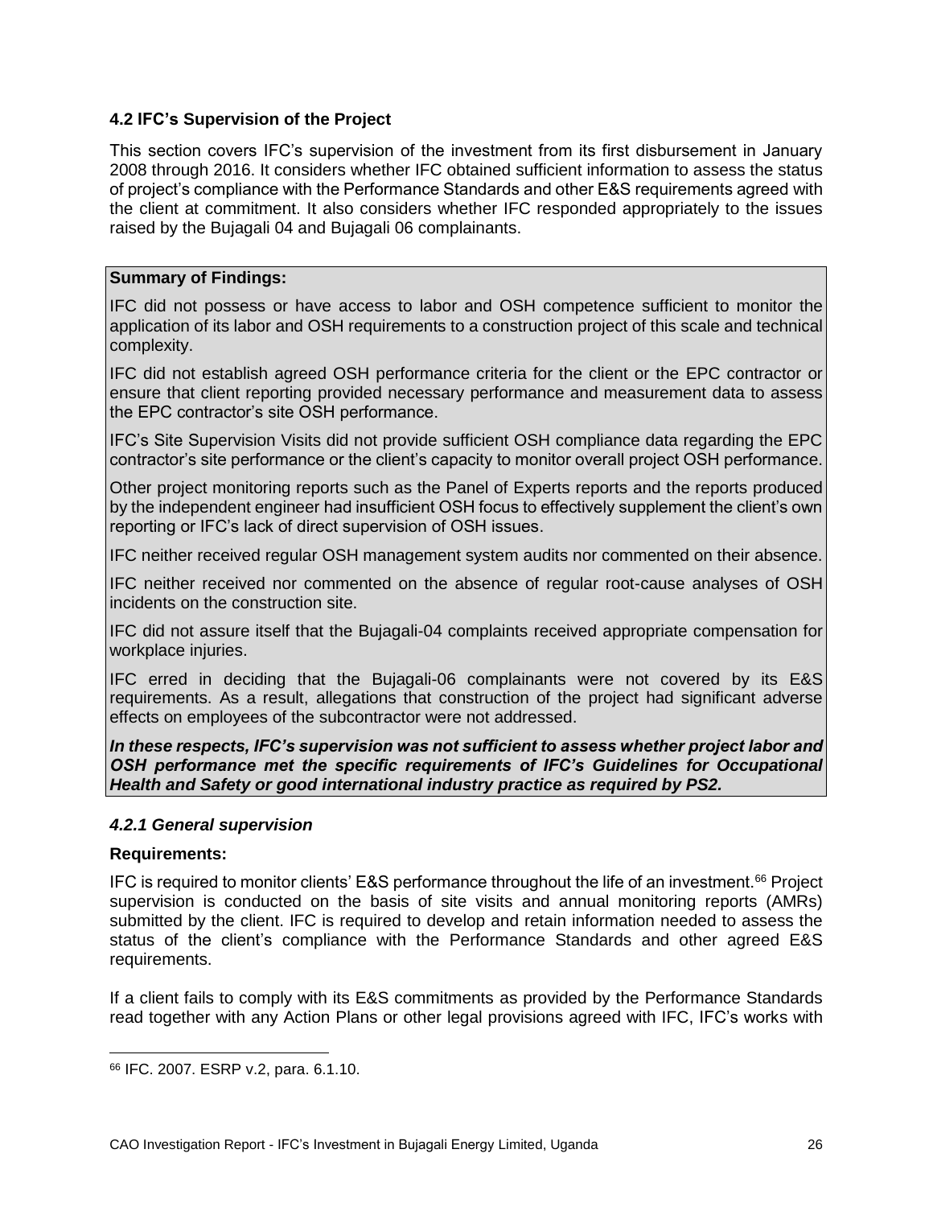### 4.2 IFC's Supervision of the Project

This section covers IFC's supervision of the investment from its first disbursement in January 2008 through 2016. It considers whether IFC obtained sufficient information to assess the status of project's compliance with the Performance Standards and other E&S requirements agreed with the client at commitment. It also considers whether IFC responded appropriately to the issues raised by the Bujagali 04 and Bujagali 06 complainants.

**Summary of Findings:**

IFC did not possess or have access to labor and OSH competence sufficient to monitor the application of its labor and OSH requirements to a construction project of this scale and technical complexity.

IFC did not establish agreed OSH performance criteria for the client or the EPC contractor or ensure that client reporting provided necessary performance and measurement data to assess the EPC contractor's site OSH performance.

IFC's Site Supervision Visits did not provide sufficient OSH compliance data regarding the EPC contractor's site performance or the client's capacity to monitor overall project OSH performance.

Other project monitoring reports such as the Panel of Experts reports and the reports produced by the independent engineer had insufficient OSH focus to effectively supplement the client's own reporting or IFC's lack of direct supervision of OSH issues.

IFC neither received regular OSH management system audits nor commented on their absence.

IFC neither received nor commented on the absence of regular root-cause analyses of OSH incidents on the construction site.

IFC did not assure itself that the Bujagali-04 complaints received appropriate compensation for workplace injuries.

IFC erred in deciding that the Bujagali-06 complainants were not covered by its E&S requirements. As a result, allegations that construction of the project had significant adverse effects on employees of the subcontractor were not addressed.

***In these respects, IFC's supervision was not sufficient to assess whether project labor and OSH performance met the specific requirements of IFC's Guidelines for Occupational Health and Safety or good international industry practice as required by PS2.***

#### *4.2.1 General supervision*

**Requirements:**

IFC is required to monitor clients' E&S performance throughout the life of an investment.[66] Project supervision is conducted on the basis of site visits and annual monitoring reports (AMRs) submitted by the client. IFC is required to develop and retain information needed to assess the status of the client's compliance with the Performance Standards and other agreed E&S requirements.

If a client fails to comply with its E&S commitments as provided by the Performance Standards read together with any Action Plans or other legal provisions agreed with IFC, IFC's works with

[66] IFC. 2007. ESRP v.2, para. 6.1.10.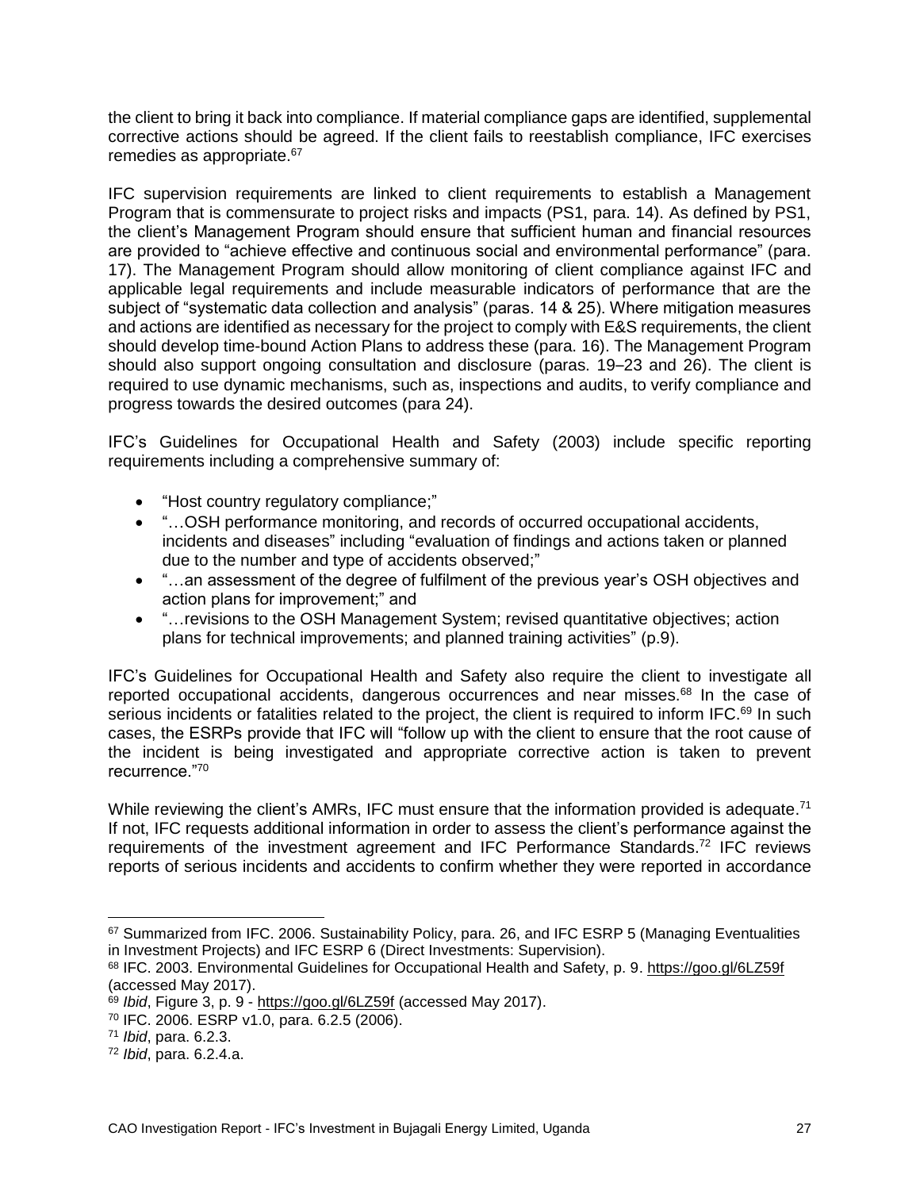the client to bring it back into compliance. If material compliance gaps are identified, supplemental corrective actions should be agreed. If the client fails to reestablish compliance, IFC exercises remedies as appropriate.[67]

IFC supervision requirements are linked to client requirements to establish a Management Program that is commensurate to project risks and impacts (PS1, para. 14). As defined by PS1, the client's Management Program should ensure that sufficient human and financial resources are provided to "achieve effective and continuous social and environmental performance" (para. 17). The Management Program should allow monitoring of client compliance against IFC and applicable legal requirements and include measurable indicators of performance that are the subject of "systematic data collection and analysis" (paras. 14 & 25). Where mitigation measures and actions are identified as necessary for the project to comply with E&S requirements, the client should develop time-bound Action Plans to address these (para. 16). The Management Program should also support ongoing consultation and disclosure (paras. 19–23 and 26). The client is required to use dynamic mechanisms, such as, inspections and audits, to verify compliance and progress towards the desired outcomes (para 24).

IFC's Guidelines for Occupational Health and Safety (2003) include specific reporting requirements including a comprehensive summary of:

- "Host country regulatory compliance;"
- "…OSH performance monitoring, and records of occurred occupational accidents, incidents and diseases" including "evaluation of findings and actions taken or planned due to the number and type of accidents observed;"
- "…an assessment of the degree of fulfilment of the previous year's OSH objectives and action plans for improvement;" and
- "…revisions to the OSH Management System; revised quantitative objectives; action plans for technical improvements; and planned training activities" (p.9).

IFC's Guidelines for Occupational Health and Safety also require the client to investigate all reported occupational accidents, dangerous occurrences and near misses.[68] In the case of serious incidents or fatalities related to the project, the client is required to inform IFC.[69] In such cases, the ESRPs provide that IFC will "follow up with the client to ensure that the root cause of the incident is being investigated and appropriate corrective action is taken to prevent recurrence."[70]

While reviewing the client's AMRs, IFC must ensure that the information provided is adequate.[71] If not, IFC requests additional information in order to assess the client's performance against the requirements of the investment agreement and IFC Performance Standards.[72] IFC reviews reports of serious incidents and accidents to confirm whether they were reported in accordance

---

[67] Summarized from IFC. 2006. Sustainability Policy, para. 26, and IFC ESRP 5 (Managing Eventualities in Investment Projects) and IFC ESRP 6 (Direct Investments: Supervision).

[68] IFC. 2003. Environmental Guidelines for Occupational Health and Safety, p. 9. https://goo.gl/6LZ59f (accessed May 2017).

[69] *Ibid*, Figure 3, p. 9 - https://goo.gl/6LZ59f (accessed May 2017).

[70] IFC. 2006. ESRP v1.0, para. 6.2.5 (2006).

[71] *Ibid*, para. 6.2.3.

[72] *Ibid*, para. 6.2.4.a.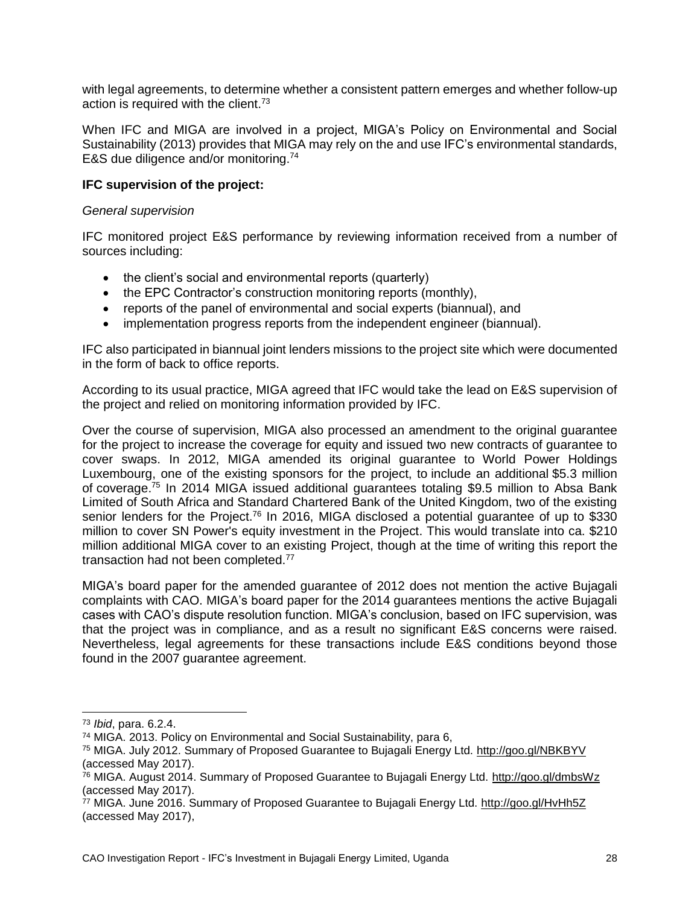with legal agreements, to determine whether a consistent pattern emerges and whether follow-up action is required with the client.[73]

When IFC and MIGA are involved in a project, MIGA's Policy on Environmental and Social Sustainability (2013) provides that MIGA may rely on the and use IFC's environmental standards, E&S due diligence and/or monitoring.[74]

**IFC supervision of the project:**

*General supervision*

IFC monitored project E&S performance by reviewing information received from a number of sources including:

- the client's social and environmental reports (quarterly)
- the EPC Contractor's construction monitoring reports (monthly),
- reports of the panel of environmental and social experts (biannual), and
- implementation progress reports from the independent engineer (biannual).

IFC also participated in biannual joint lenders missions to the project site which were documented in the form of back to office reports.

According to its usual practice, MIGA agreed that IFC would take the lead on E&S supervision of the project and relied on monitoring information provided by IFC.

Over the course of supervision, MIGA also processed an amendment to the original guarantee for the project to increase the coverage for equity and issued two new contracts of guarantee to cover swaps. In 2012, MIGA amended its original guarantee to World Power Holdings Luxembourg, one of the existing sponsors for the project, to include an additional $5.3 million of coverage.[75] In 2014 MIGA issued additional guarantees totaling $9.5 million to Absa Bank Limited of South Africa and Standard Chartered Bank of the United Kingdom, two of the existing senior lenders for the Project.[76] In 2016, MIGA disclosed a potential guarantee of up to $330 million to cover SN Power's equity investment in the Project. This would translate into ca. $210 million additional MIGA cover to an existing Project, though at the time of writing this report the transaction had not been completed.[77]

MIGA's board paper for the amended guarantee of 2012 does not mention the active Bujagali complaints with CAO. MIGA's board paper for the 2014 guarantees mentions the active Bujagali cases with CAO's dispute resolution function. MIGA's conclusion, based on IFC supervision, was that the project was in compliance, and as a result no significant E&S concerns were raised. Nevertheless, legal agreements for these transactions include E&S conditions beyond those found in the 2007 guarantee agreement.

---

[73] *Ibid*, para. 6.2.4.

[74] MIGA. 2013. Policy on Environmental and Social Sustainability, para 6,

[75] MIGA. July 2012. Summary of Proposed Guarantee to Bujagali Energy Ltd. http://goo.gl/NBKBYV (accessed May 2017).

[76] MIGA. August 2014. Summary of Proposed Guarantee to Bujagali Energy Ltd. http://goo.gl/dmbsWz (accessed May 2017).

[77] MIGA. June 2016. Summary of Proposed Guarantee to Bujagali Energy Ltd. http://goo.gl/HvHh5Z (accessed May 2017),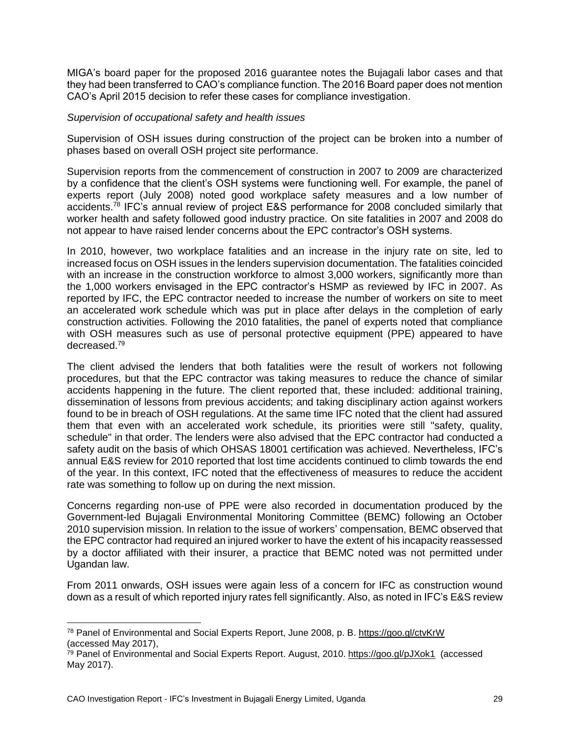MIGA's board paper for the proposed 2016 guarantee notes the Bujagali labor cases and that they had been transferred to CAO's compliance function. The 2016 Board paper does not mention CAO's April 2015 decision to refer these cases for compliance investigation.

*Supervision of occupational safety and health issues*

Supervision of OSH issues during construction of the project can be broken into a number of phases based on overall OSH project site performance.

Supervision reports from the commencement of construction in 2007 to 2009 are characterized by a confidence that the client's OSH systems were functioning well. For example, the panel of experts report (July 2008) noted good workplace safety measures and a low number of accidents.[78] IFC's annual review of project E&S performance for 2008 concluded similarly that worker health and safety followed good industry practice. On site fatalities in 2007 and 2008 do not appear to have raised lender concerns about the EPC contractor's OSH systems.

In 2010, however, two workplace fatalities and an increase in the injury rate on site, led to increased focus on OSH issues in the lenders supervision documentation. The fatalities coincided with an increase in the construction workforce to almost 3,000 workers, significantly more than the 1,000 workers envisaged in the EPC contractor's HSMP as reviewed by IFC in 2007. As reported by IFC, the EPC contractor needed to increase the number of workers on site to meet an accelerated work schedule which was put in place after delays in the completion of early construction activities. Following the 2010 fatalities, the panel of experts noted that compliance with OSH measures such as use of personal protective equipment (PPE) appeared to have decreased.[79]

The client advised the lenders that both fatalities were the result of workers not following procedures, but that the EPC contractor was taking measures to reduce the chance of similar accidents happening in the future. The client reported that, these included: additional training, dissemination of lessons from previous accidents; and taking disciplinary action against workers found to be in breach of OSH regulations. At the same time IFC noted that the client had assured them that even with an accelerated work schedule, its priorities were still "safety, quality, schedule" in that order. The lenders were also advised that the EPC contractor had conducted a safety audit on the basis of which OHSAS 18001 certification was achieved. Nevertheless, IFC's annual E&S review for 2010 reported that lost time accidents continued to climb towards the end of the year. In this context, IFC noted that the effectiveness of measures to reduce the accident rate was something to follow up on during the next mission.

Concerns regarding non-use of PPE were also recorded in documentation produced by the Government-led Bujagali Environmental Monitoring Committee (BEMC) following an October 2010 supervision mission. In relation to the issue of workers' compensation, BEMC observed that the EPC contractor had required an injured worker to have the extent of his incapacity reassessed by a doctor affiliated with their insurer, a practice that BEMC noted was not permitted under Ugandan law.

From 2011 onwards, OSH issues were again less of a concern for IFC as construction wound down as a result of which reported injury rates fell significantly. Also, as noted in IFC's E&S review

---

[78] Panel of Environmental and Social Experts Report, June 2008, p. B. https://goo.gl/ctvKrW (accessed May 2017),

[79] Panel of Environmental and Social Experts Report. August, 2010. https://goo.gl/pJXok1 (accessed May 2017).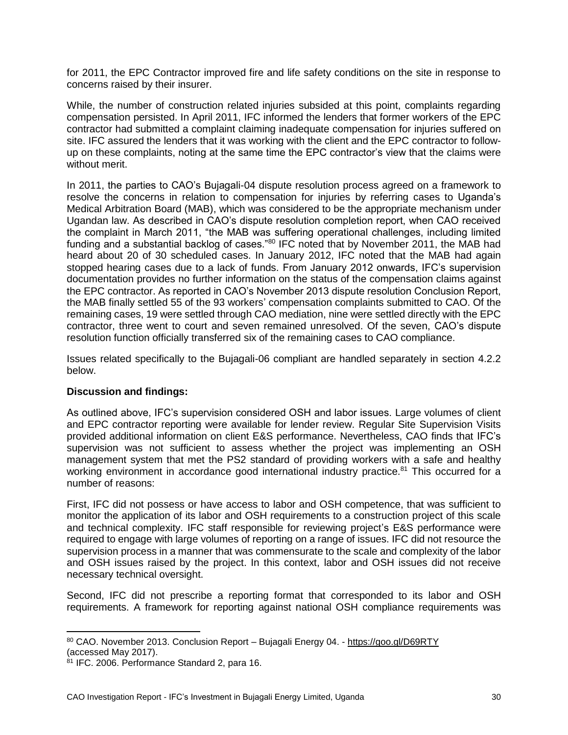for 2011, the EPC Contractor improved fire and life safety conditions on the site in response to concerns raised by their insurer.

While, the number of construction related injuries subsided at this point, complaints regarding compensation persisted. In April 2011, IFC informed the lenders that former workers of the EPC contractor had submitted a complaint claiming inadequate compensation for injuries suffered on site. IFC assured the lenders that it was working with the client and the EPC contractor to follow-up on these complaints, noting at the same time the EPC contractor's view that the claims were without merit.

In 2011, the parties to CAO's Bujagali-04 dispute resolution process agreed on a framework to resolve the concerns in relation to compensation for injuries by referring cases to Uganda's Medical Arbitration Board (MAB), which was considered to be the appropriate mechanism under Ugandan law. As described in CAO's dispute resolution completion report, when CAO received the complaint in March 2011, "the MAB was suffering operational challenges, including limited funding and a substantial backlog of cases."[80] IFC noted that by November 2011, the MAB had heard about 20 of 30 scheduled cases. In January 2012, IFC noted that the MAB had again stopped hearing cases due to a lack of funds. From January 2012 onwards, IFC's supervision documentation provides no further information on the status of the compensation claims against the EPC contractor. As reported in CAO's November 2013 dispute resolution Conclusion Report, the MAB finally settled 55 of the 93 workers' compensation complaints submitted to CAO. Of the remaining cases, 19 were settled through CAO mediation, nine were settled directly with the EPC contractor, three went to court and seven remained unresolved. Of the seven, CAO's dispute resolution function officially transferred six of the remaining cases to CAO compliance.

Issues related specifically to the Bujagali-06 compliant are handled separately in section 4.2.2 below.

**Discussion and findings:**

As outlined above, IFC's supervision considered OSH and labor issues. Large volumes of client and EPC contractor reporting were available for lender review. Regular Site Supervision Visits provided additional information on client E&S performance. Nevertheless, CAO finds that IFC's supervision was not sufficient to assess whether the project was implementing an OSH management system that met the PS2 standard of providing workers with a safe and healthy working environment in accordance good international industry practice.[81] This occurred for a number of reasons:

First, IFC did not possess or have access to labor and OSH competence, that was sufficient to monitor the application of its labor and OSH requirements to a construction project of this scale and technical complexity. IFC staff responsible for reviewing project's E&S performance were required to engage with large volumes of reporting on a range of issues. IFC did not resource the supervision process in a manner that was commensurate to the scale and complexity of the labor and OSH issues raised by the project. In this context, labor and OSH issues did not receive necessary technical oversight.

Second, IFC did not prescribe a reporting format that corresponded to its labor and OSH requirements. A framework for reporting against national OSH compliance requirements was

[80] CAO. November 2013. Conclusion Report – Bujagali Energy 04. - https://goo.gl/D69RTY (accessed May 2017).

[81] IFC. 2006. Performance Standard 2, para 16.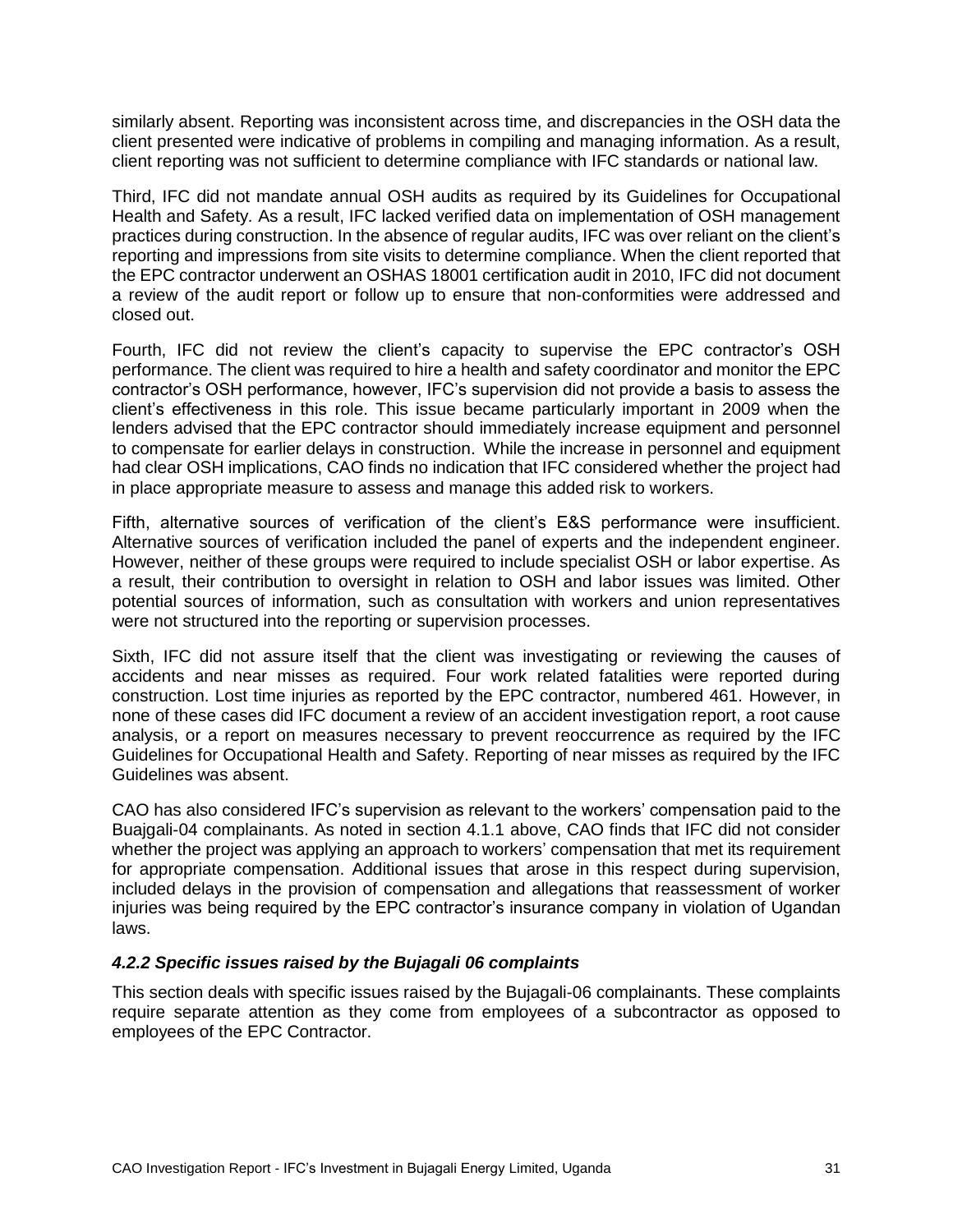similarly absent. Reporting was inconsistent across time, and discrepancies in the OSH data the client presented were indicative of problems in compiling and managing information. As a result, client reporting was not sufficient to determine compliance with IFC standards or national law.

Third, IFC did not mandate annual OSH audits as required by its Guidelines for Occupational Health and Safety. As a result, IFC lacked verified data on implementation of OSH management practices during construction. In the absence of regular audits, IFC was over reliant on the client's reporting and impressions from site visits to determine compliance. When the client reported that the EPC contractor underwent an OSHAS 18001 certification audit in 2010, IFC did not document a review of the audit report or follow up to ensure that non-conformities were addressed and closed out.

Fourth, IFC did not review the client's capacity to supervise the EPC contractor's OSH performance. The client was required to hire a health and safety coordinator and monitor the EPC contractor's OSH performance, however, IFC's supervision did not provide a basis to assess the client's effectiveness in this role. This issue became particularly important in 2009 when the lenders advised that the EPC contractor should immediately increase equipment and personnel to compensate for earlier delays in construction. While the increase in personnel and equipment had clear OSH implications, CAO finds no indication that IFC considered whether the project had in place appropriate measure to assess and manage this added risk to workers.

Fifth, alternative sources of verification of the client's E&S performance were insufficient. Alternative sources of verification included the panel of experts and the independent engineer. However, neither of these groups were required to include specialist OSH or labor expertise. As a result, their contribution to oversight in relation to OSH and labor issues was limited. Other potential sources of information, such as consultation with workers and union representatives were not structured into the reporting or supervision processes.

Sixth, IFC did not assure itself that the client was investigating or reviewing the causes of accidents and near misses as required. Four work related fatalities were reported during construction. Lost time injuries as reported by the EPC contractor, numbered 461. However, in none of these cases did IFC document a review of an accident investigation report, a root cause analysis, or a report on measures necessary to prevent reoccurrence as required by the IFC Guidelines for Occupational Health and Safety. Reporting of near misses as required by the IFC Guidelines was absent.

CAO has also considered IFC's supervision as relevant to the workers' compensation paid to the Buajgali-04 complainants. As noted in section 4.1.1 above, CAO finds that IFC did not consider whether the project was applying an approach to workers' compensation that met its requirement for appropriate compensation. Additional issues that arose in this respect during supervision, included delays in the provision of compensation and allegations that reassessment of worker injuries was being required by the EPC contractor's insurance company in violation of Ugandan laws.

#### *4.2.2 Specific issues raised by the Bujagali 06 complaints*

This section deals with specific issues raised by the Bujagali-06 complainants. These complaints require separate attention as they come from employees of a subcontractor as opposed to employees of the EPC Contractor.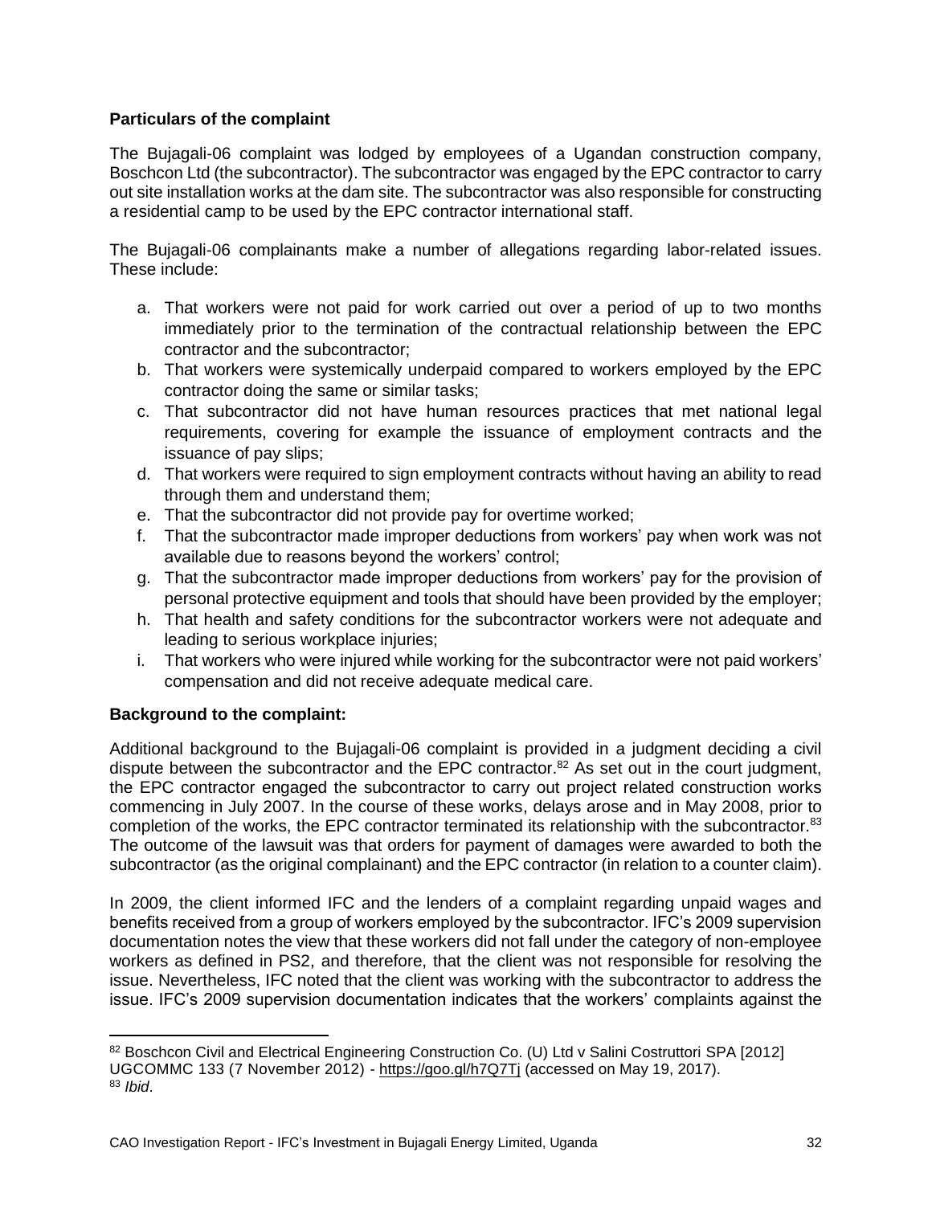**Particulars of the complaint**

The Bujagali-06 complaint was lodged by employees of a Ugandan construction company, Boschcon Ltd (the subcontractor). The subcontractor was engaged by the EPC contractor to carry out site installation works at the dam site. The subcontractor was also responsible for constructing a residential camp to be used by the EPC contractor international staff.

The Bujagali-06 complainants make a number of allegations regarding labor-related issues. These include:

a. That workers were not paid for work carried out over a period of up to two months immediately prior to the termination of the contractual relationship between the EPC contractor and the subcontractor;
b. That workers were systemically underpaid compared to workers employed by the EPC contractor doing the same or similar tasks;
c. That subcontractor did not have human resources practices that met national legal requirements, covering for example the issuance of employment contracts and the issuance of pay slips;
d. That workers were required to sign employment contracts without having an ability to read through them and understand them;
e. That the subcontractor did not provide pay for overtime worked;
f. That the subcontractor made improper deductions from workers' pay when work was not available due to reasons beyond the workers' control;
g. That the subcontractor made improper deductions from workers' pay for the provision of personal protective equipment and tools that should have been provided by the employer;
h. That health and safety conditions for the subcontractor workers were not adequate and leading to serious workplace injuries;
i. That workers who were injured while working for the subcontractor were not paid workers' compensation and did not receive adequate medical care.

**Background to the complaint:**

Additional background to the Bujagali-06 complaint is provided in a judgment deciding a civil dispute between the subcontractor and the EPC contractor.[82] As set out in the court judgment, the EPC contractor engaged the subcontractor to carry out project related construction works commencing in July 2007. In the course of these works, delays arose and in May 2008, prior to completion of the works, the EPC contractor terminated its relationship with the subcontractor.[83] The outcome of the lawsuit was that orders for payment of damages were awarded to both the subcontractor (as the original complainant) and the EPC contractor (in relation to a counter claim).

In 2009, the client informed IFC and the lenders of a complaint regarding unpaid wages and benefits received from a group of workers employed by the subcontractor. IFC's 2009 supervision documentation notes the view that these workers did not fall under the category of non-employee workers as defined in PS2, and therefore, that the client was not responsible for resolving the issue. Nevertheless, IFC noted that the client was working with the subcontractor to address the issue. IFC's 2009 supervision documentation indicates that the workers' complaints against the

[82] Boschcon Civil and Electrical Engineering Construction Co. (U) Ltd v Salini Costruttori SPA [2012] UGCOMMC 133 (7 November 2012) - https://goo.gl/h7Q7Tj (accessed on May 19, 2017).
[83] *Ibid*.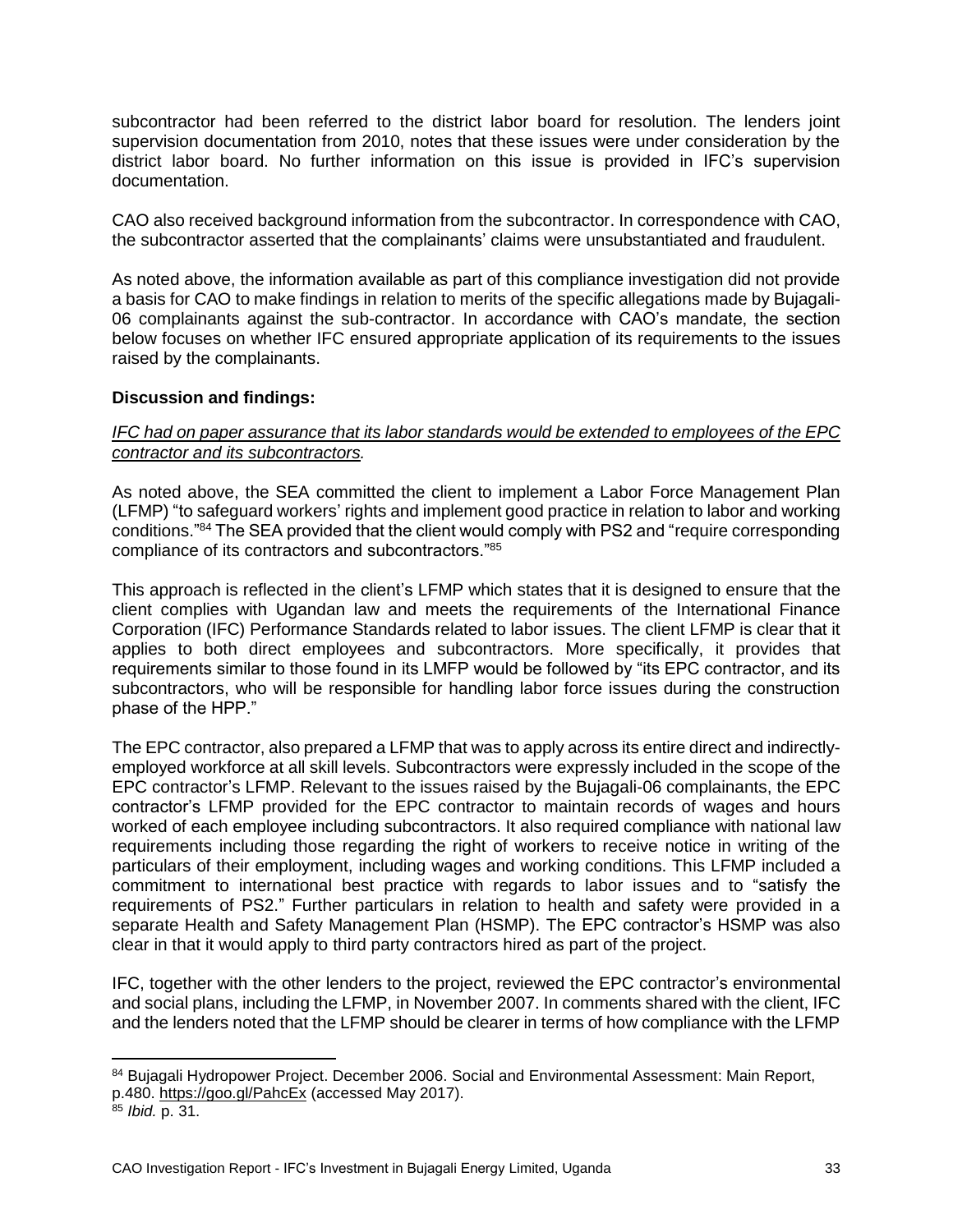subcontractor had been referred to the district labor board for resolution. The lenders joint supervision documentation from 2010, notes that these issues were under consideration by the district labor board. No further information on this issue is provided in IFC's supervision documentation.

CAO also received background information from the subcontractor. In correspondence with CAO, the subcontractor asserted that the complainants' claims were unsubstantiated and fraudulent.

As noted above, the information available as part of this compliance investigation did not provide a basis for CAO to make findings in relation to merits of the specific allegations made by Bujagali-06 complainants against the sub-contractor. In accordance with CAO's mandate, the section below focuses on whether IFC ensured appropriate application of its requirements to the issues raised by the complainants.

**Discussion and findings:**

*IFC had on paper assurance that its labor standards would be extended to employees of the EPC contractor and its subcontractors.*

As noted above, the SEA committed the client to implement a Labor Force Management Plan (LFMP) "to safeguard workers' rights and implement good practice in relation to labor and working conditions."[84] The SEA provided that the client would comply with PS2 and "require corresponding compliance of its contractors and subcontractors."[85]

This approach is reflected in the client's LFMP which states that it is designed to ensure that the client complies with Ugandan law and meets the requirements of the International Finance Corporation (IFC) Performance Standards related to labor issues. The client LFMP is clear that it applies to both direct employees and subcontractors. More specifically, it provides that requirements similar to those found in its LMFP would be followed by "its EPC contractor, and its subcontractors, who will be responsible for handling labor force issues during the construction phase of the HPP."

The EPC contractor, also prepared a LFMP that was to apply across its entire direct and indirectly-employed workforce at all skill levels. Subcontractors were expressly included in the scope of the EPC contractor's LFMP. Relevant to the issues raised by the Bujagali-06 complainants, the EPC contractor's LFMP provided for the EPC contractor to maintain records of wages and hours worked of each employee including subcontractors. It also required compliance with national law requirements including those regarding the right of workers to receive notice in writing of the particulars of their employment, including wages and working conditions. This LFMP included a commitment to international best practice with regards to labor issues and to "satisfy the requirements of PS2." Further particulars in relation to health and safety were provided in a separate Health and Safety Management Plan (HSMP). The EPC contractor's HSMP was also clear in that it would apply to third party contractors hired as part of the project.

IFC, together with the other lenders to the project, reviewed the EPC contractor's environmental and social plans, including the LFMP, in November 2007. In comments shared with the client, IFC and the lenders noted that the LFMP should be clearer in terms of how compliance with the LFMP

---

[84] Bujagali Hydropower Project. December 2006. Social and Environmental Assessment: Main Report, p.480. https://goo.gl/PahcEx (accessed May 2017).

[85] *Ibid.* p. 31.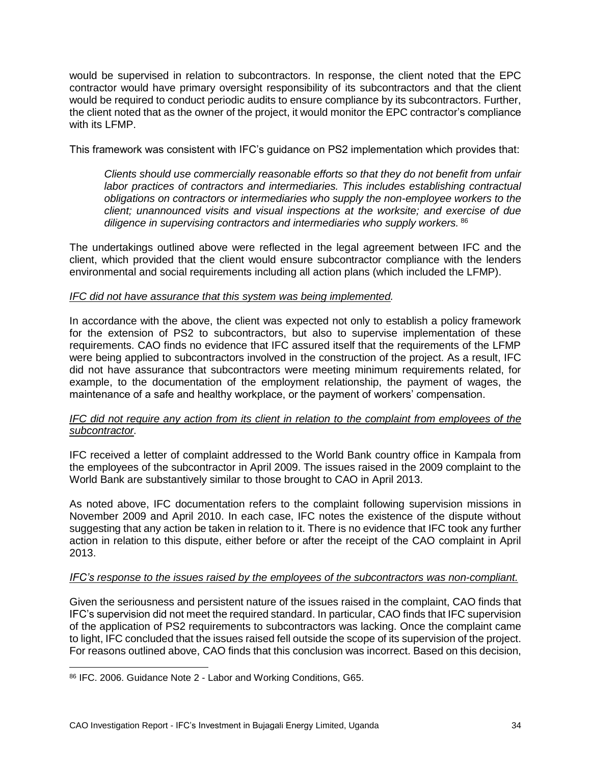would be supervised in relation to subcontractors. In response, the client noted that the EPC contractor would have primary oversight responsibility of its subcontractors and that the client would be required to conduct periodic audits to ensure compliance by its subcontractors. Further, the client noted that as the owner of the project, it would monitor the EPC contractor's compliance with its LFMP.

This framework was consistent with IFC's guidance on PS2 implementation which provides that:

> *Clients should use commercially reasonable efforts so that they do not benefit from unfair labor practices of contractors and intermediaries. This includes establishing contractual obligations on contractors or intermediaries who supply the non-employee workers to the client; unannounced visits and visual inspections at the worksite; and exercise of due diligence in supervising contractors and intermediaries who supply workers.* [86]

The undertakings outlined above were reflected in the legal agreement between IFC and the client, which provided that the client would ensure subcontractor compliance with the lenders environmental and social requirements including all action plans (which included the LFMP).

*IFC did not have assurance that this system was being implemented.*

In accordance with the above, the client was expected not only to establish a policy framework for the extension of PS2 to subcontractors, but also to supervise implementation of these requirements. CAO finds no evidence that IFC assured itself that the requirements of the LFMP were being applied to subcontractors involved in the construction of the project. As a result, IFC did not have assurance that subcontractors were meeting minimum requirements related, for example, to the documentation of the employment relationship, the payment of wages, the maintenance of a safe and healthy workplace, or the payment of workers' compensation.

*IFC did not require any action from its client in relation to the complaint from employees of the subcontractor.*

IFC received a letter of complaint addressed to the World Bank country office in Kampala from the employees of the subcontractor in April 2009. The issues raised in the 2009 complaint to the World Bank are substantively similar to those brought to CAO in April 2013.

As noted above, IFC documentation refers to the complaint following supervision missions in November 2009 and April 2010. In each case, IFC notes the existence of the dispute without suggesting that any action be taken in relation to it. There is no evidence that IFC took any further action in relation to this dispute, either before or after the receipt of the CAO complaint in April 2013.

*IFC's response to the issues raised by the employees of the subcontractors was non-compliant.*

Given the seriousness and persistent nature of the issues raised in the complaint, CAO finds that IFC's supervision did not meet the required standard. In particular, CAO finds that IFC supervision of the application of PS2 requirements to subcontractors was lacking. Once the complaint came to light, IFC concluded that the issues raised fell outside the scope of its supervision of the project. For reasons outlined above, CAO finds that this conclusion was incorrect. Based on this decision,

---

[86] IFC. 2006. Guidance Note 2 - Labor and Working Conditions, G65.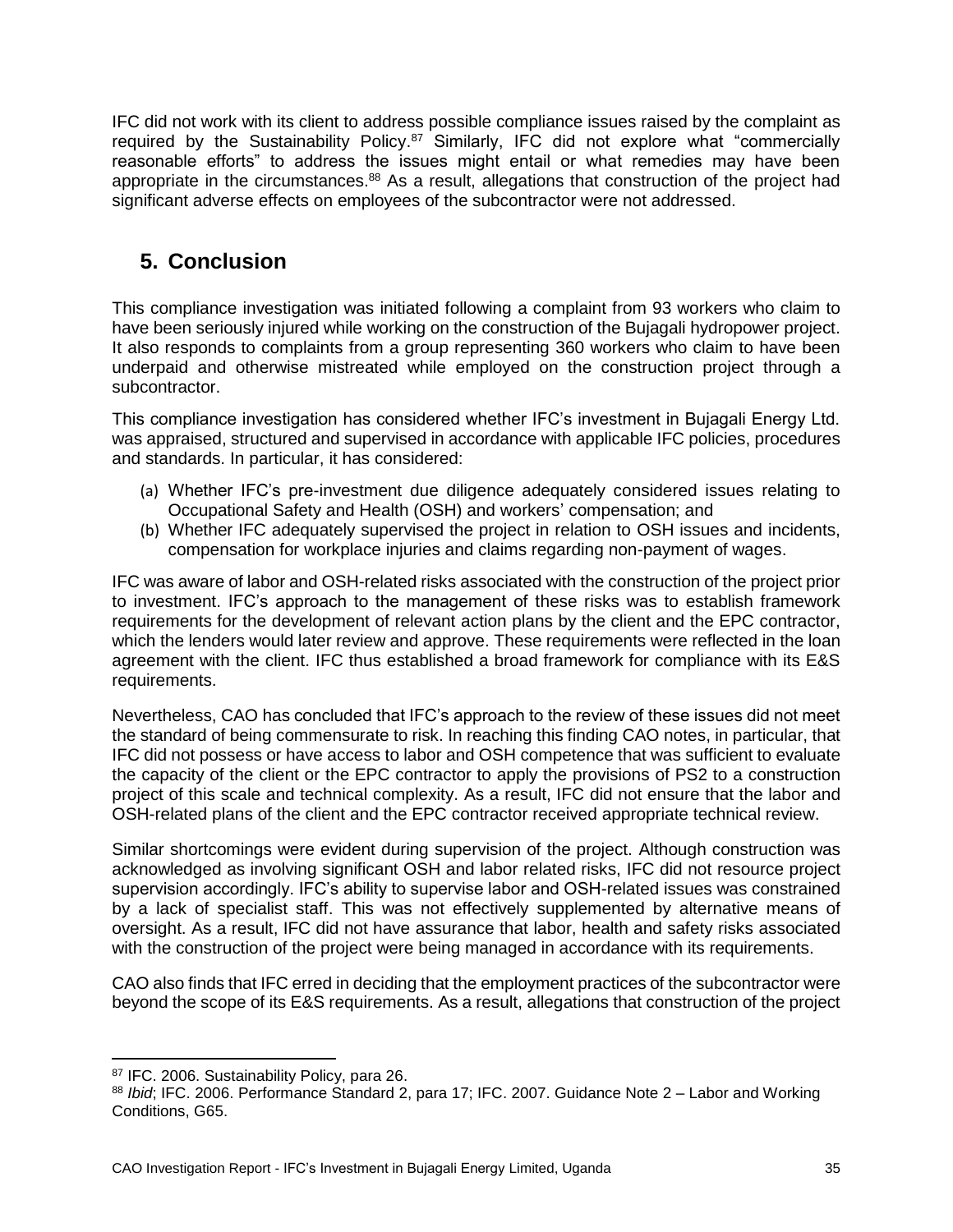IFC did not work with its client to address possible compliance issues raised by the complaint as required by the Sustainability Policy.[87] Similarly, IFC did not explore what "commercially reasonable efforts" to address the issues might entail or what remedies may have been appropriate in the circumstances.[88] As a result, allegations that construction of the project had significant adverse effects on employees of the subcontractor were not addressed.

## 5. Conclusion

This compliance investigation was initiated following a complaint from 93 workers who claim to have been seriously injured while working on the construction of the Bujagali hydropower project. It also responds to complaints from a group representing 360 workers who claim to have been underpaid and otherwise mistreated while employed on the construction project through a subcontractor.

This compliance investigation has considered whether IFC's investment in Bujagali Energy Ltd. was appraised, structured and supervised in accordance with applicable IFC policies, procedures and standards. In particular, it has considered:

(a) Whether IFC's pre-investment due diligence adequately considered issues relating to Occupational Safety and Health (OSH) and workers' compensation; and
(b) Whether IFC adequately supervised the project in relation to OSH issues and incidents, compensation for workplace injuries and claims regarding non-payment of wages.

IFC was aware of labor and OSH-related risks associated with the construction of the project prior to investment. IFC's approach to the management of these risks was to establish framework requirements for the development of relevant action plans by the client and the EPC contractor, which the lenders would later review and approve. These requirements were reflected in the loan agreement with the client. IFC thus established a broad framework for compliance with its E&S requirements.

Nevertheless, CAO has concluded that IFC's approach to the review of these issues did not meet the standard of being commensurate to risk. In reaching this finding CAO notes, in particular, that IFC did not possess or have access to labor and OSH competence that was sufficient to evaluate the capacity of the client or the EPC contractor to apply the provisions of PS2 to a construction project of this scale and technical complexity. As a result, IFC did not ensure that the labor and OSH-related plans of the client and the EPC contractor received appropriate technical review.

Similar shortcomings were evident during supervision of the project. Although construction was acknowledged as involving significant OSH and labor related risks, IFC did not resource project supervision accordingly. IFC's ability to supervise labor and OSH-related issues was constrained by a lack of specialist staff. This was not effectively supplemented by alternative means of oversight. As a result, IFC did not have assurance that labor, health and safety risks associated with the construction of the project were being managed in accordance with its requirements.

CAO also finds that IFC erred in deciding that the employment practices of the subcontractor were beyond the scope of its E&S requirements. As a result, allegations that construction of the project

---

[87] IFC. 2006. Sustainability Policy, para 26.

[88] *Ibid*; IFC. 2006. Performance Standard 2, para 17; IFC. 2007. Guidance Note 2 – Labor and Working Conditions, G65.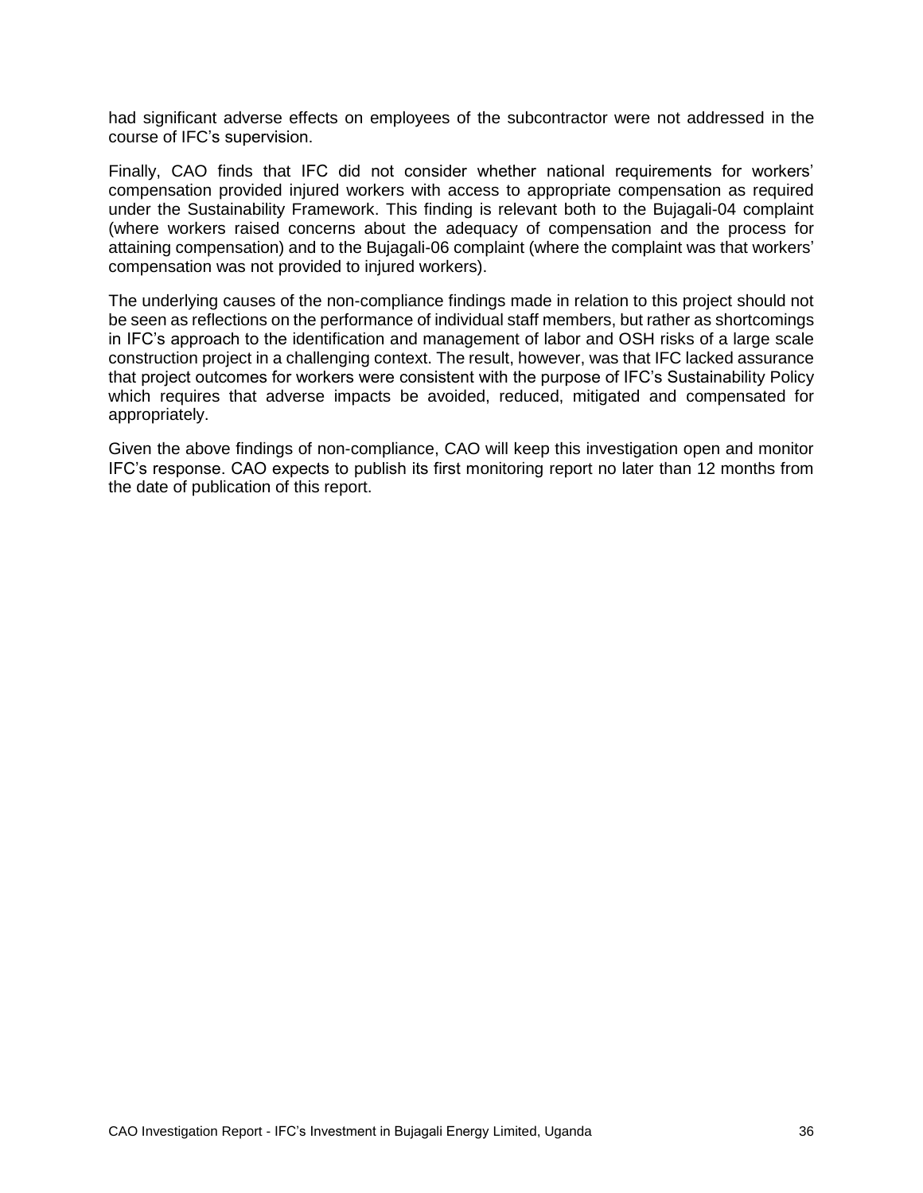had significant adverse effects on employees of the subcontractor were not addressed in the course of IFC's supervision.

Finally, CAO finds that IFC did not consider whether national requirements for workers' compensation provided injured workers with access to appropriate compensation as required under the Sustainability Framework. This finding is relevant both to the Bujagali-04 complaint (where workers raised concerns about the adequacy of compensation and the process for attaining compensation) and to the Bujagali-06 complaint (where the complaint was that workers' compensation was not provided to injured workers).

The underlying causes of the non-compliance findings made in relation to this project should not be seen as reflections on the performance of individual staff members, but rather as shortcomings in IFC's approach to the identification and management of labor and OSH risks of a large scale construction project in a challenging context. The result, however, was that IFC lacked assurance that project outcomes for workers were consistent with the purpose of IFC's Sustainability Policy which requires that adverse impacts be avoided, reduced, mitigated and compensated for appropriately.

Given the above findings of non-compliance, CAO will keep this investigation open and monitor IFC's response. CAO expects to publish its first monitoring report no later than 12 months from the date of publication of this report.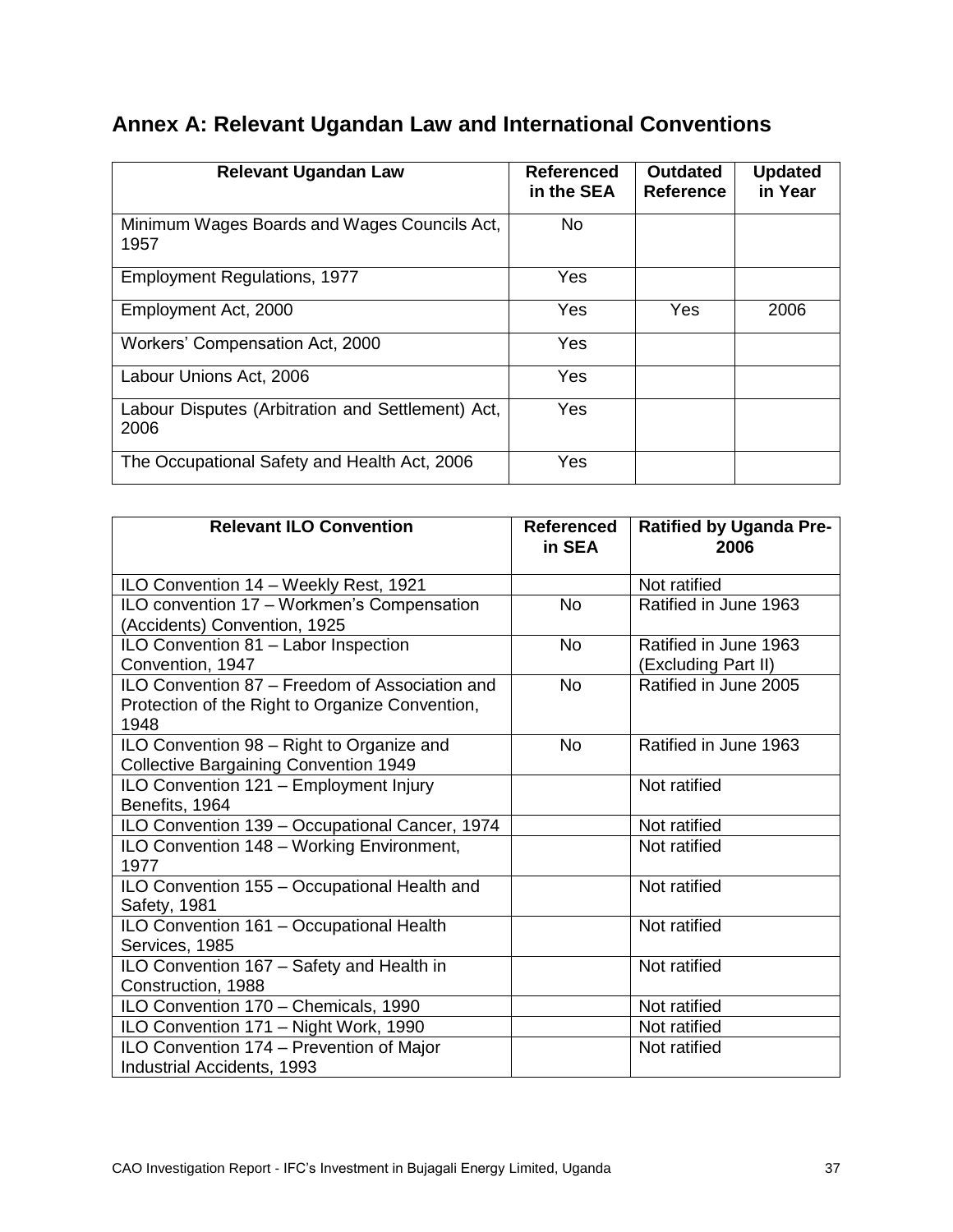# Annex A: Relevant Ugandan Law and International Conventions

| Relevant Ugandan Law | Referenced in the SEA | Outdated Reference | Updated in Year |
|---|---|---|---|
| Minimum Wages Boards and Wages Councils Act, 1957 | No | | |
| Employment Regulations, 1977 | Yes | | |
| Employment Act, 2000 | Yes | Yes | 2006 |
| Workers' Compensation Act, 2000 | Yes | | |
| Labour Unions Act, 2006 | Yes | | |
| Labour Disputes (Arbitration and Settlement) Act, 2006 | Yes | | |
| The Occupational Safety and Health Act, 2006 | Yes | | |

| Relevant ILO Convention | Referenced in SEA | Ratified by Uganda Pre-2006 |
|---|---|---|
| ILO Convention 14 – Weekly Rest, 1921 | | Not ratified |
| ILO convention 17 – Workmen's Compensation (Accidents) Convention, 1925 | No | Ratified in June 1963 |
| ILO Convention 81 – Labor Inspection Convention, 1947 | No | Ratified in June 1963 (Excluding Part II) |
| ILO Convention 87 – Freedom of Association and Protection of the Right to Organize Convention, 1948 | No | Ratified in June 2005 |
| ILO Convention 98 – Right to Organize and Collective Bargaining Convention 1949 | No | Ratified in June 1963 |
| ILO Convention 121 – Employment Injury Benefits, 1964 | | Not ratified |
| ILO Convention 139 – Occupational Cancer, 1974 | | Not ratified |
| ILO Convention 148 – Working Environment, 1977 | | Not ratified |
| ILO Convention 155 – Occupational Health and Safety, 1981 | | Not ratified |
| ILO Convention 161 – Occupational Health Services, 1985 | | Not ratified |
| ILO Convention 167 – Safety and Health in Construction, 1988 | | Not ratified |
| ILO Convention 170 – Chemicals, 1990 | | Not ratified |
| ILO Convention 171 – Night Work, 1990 | | Not ratified |
| ILO Convention 174 – Prevention of Major Industrial Accidents, 1993 | | Not ratified |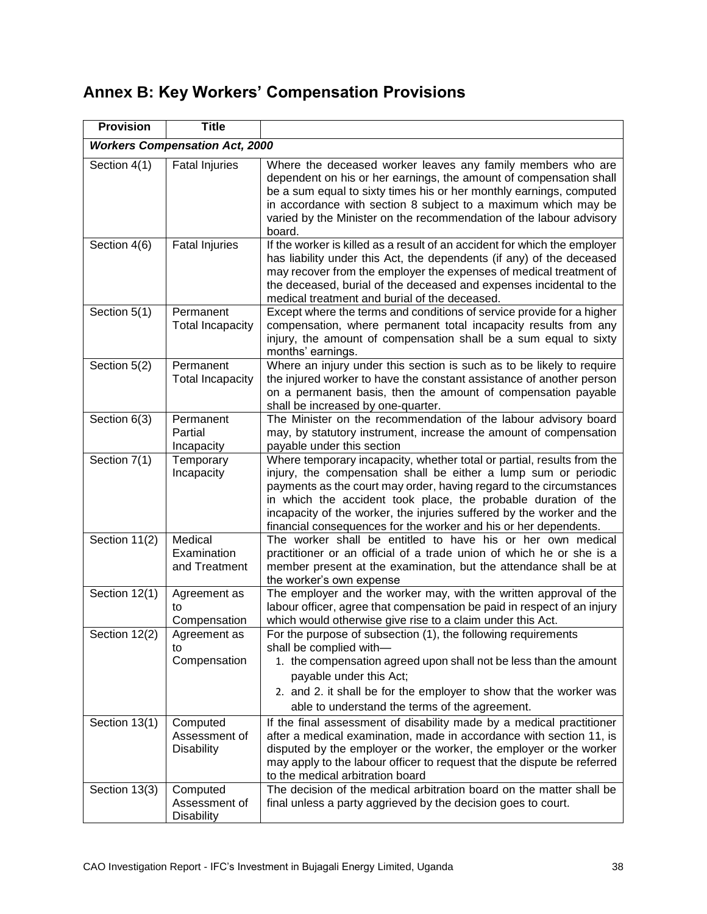## Annex B: Key Workers' Compensation Provisions

| Provision | Title | |
|---|---|---|
| ***Workers Compensation Act, 2000*** | | |
| Section 4(1) | Fatal Injuries | Where the deceased worker leaves any family members who are dependent on his or her earnings, the amount of compensation shall be a sum equal to sixty times his or her monthly earnings, computed in accordance with section 8 subject to a maximum which may be varied by the Minister on the recommendation of the labour advisory board. |
| Section 4(6) | Fatal Injuries | If the worker is killed as a result of an accident for which the employer has liability under this Act, the dependents (if any) of the deceased may recover from the employer the expenses of medical treatment of the deceased, burial of the deceased and expenses incidental to the medical treatment and burial of the deceased. |
| Section 5(1) | Permanent Total Incapacity | Except where the terms and conditions of service provide for a higher compensation, where permanent total incapacity results from any injury, the amount of compensation shall be a sum equal to sixty months' earnings. |
| Section 5(2) | Permanent Total Incapacity | Where an injury under this section is such as to be likely to require the injured worker to have the constant assistance of another person on a permanent basis, then the amount of compensation payable shall be increased by one-quarter. |
| Section 6(3) | Permanent Partial Incapacity | The Minister on the recommendation of the labour advisory board may, by statutory instrument, increase the amount of compensation payable under this section |
| Section 7(1) | Temporary Incapacity | Where temporary incapacity, whether total or partial, results from the injury, the compensation shall be either a lump sum or periodic payments as the court may order, having regard to the circumstances in which the accident took place, the probable duration of the incapacity of the worker, the injuries suffered by the worker and the financial consequences for the worker and his or her dependents. |
| Section 11(2) | Medical Examination and Treatment | The worker shall be entitled to have his or her own medical practitioner or an official of a trade union of which he or she is a member present at the examination, but the attendance shall be at the worker's own expense |
| Section 12(1) | Agreement as to Compensation | The employer and the worker may, with the written approval of the labour officer, agree that compensation be paid in respect of an injury which would otherwise give rise to a claim under this Act. |
| Section 12(2) | Agreement as to Compensation | For the purpose of subsection (1), the following requirements shall be complied with—<br>1. the compensation agreed upon shall not be less than the amount payable under this Act;<br>2. and 2. it shall be for the employer to show that the worker was able to understand the terms of the agreement. |
| Section 13(1) | Computed Assessment of Disability | If the final assessment of disability made by a medical practitioner after a medical examination, made in accordance with section 11, is disputed by the employer or the worker, the employer or the worker may apply to the labour officer to request that the dispute be referred to the medical arbitration board |
| Section 13(3) | Computed Assessment of Disability | The decision of the medical arbitration board on the matter shall be final unless a party aggrieved by the decision goes to court. |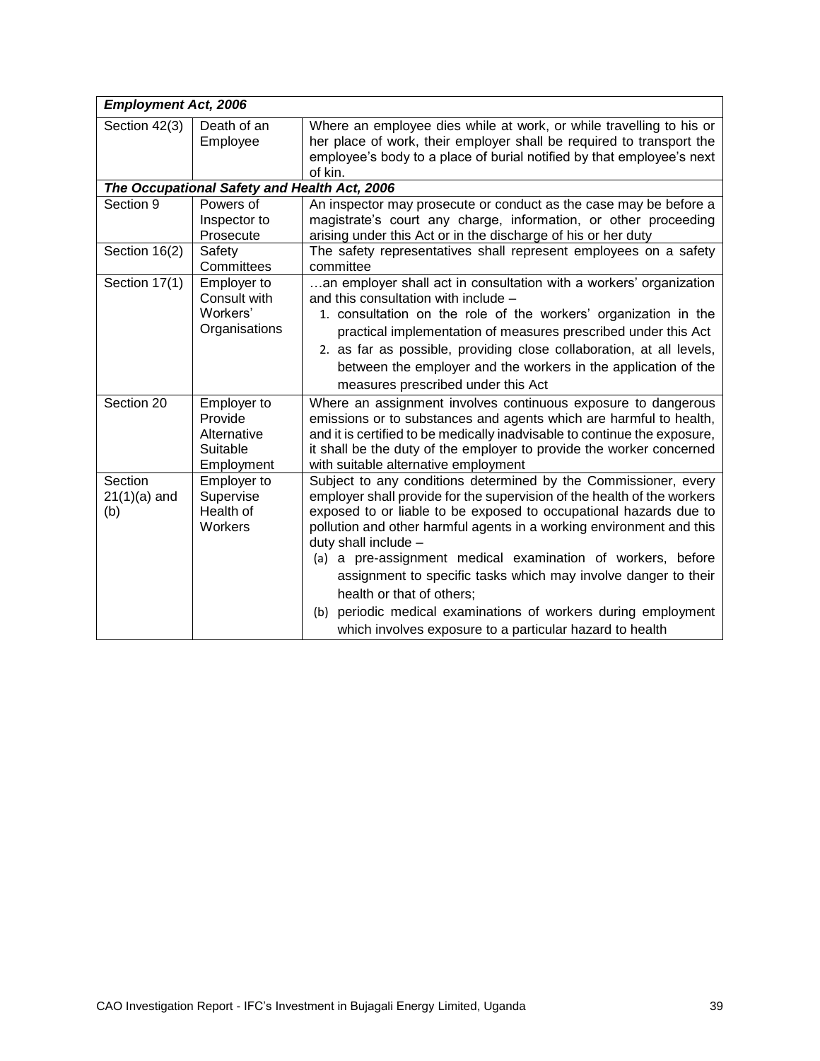| *Employment Act, 2006* | | |
|---|---|---|
| Section 42(3) | Death of an Employee | Where an employee dies while at work, or while travelling to his or her place of work, their employer shall be required to transport the employee's body to a place of burial notified by that employee's next of kin. |
| ***The Occupational Safety and Health Act, 2006*** | | |
| Section 9 | Powers of Inspector to Prosecute | An inspector may prosecute or conduct as the case may be before a magistrate's court any charge, information, or other proceeding arising under this Act or in the discharge of his or her duty |
| Section 16(2) | Safety Committees | The safety representatives shall represent employees on a safety committee |
| Section 17(1) | Employer to Consult with Workers' Organisations | …an employer shall act in consultation with a workers' organization and this consultation with include – <br>1. consultation on the role of the workers' organization in the practical implementation of measures prescribed under this Act <br>2. as far as possible, providing close collaboration, at all levels, between the employer and the workers in the application of the measures prescribed under this Act |
| Section 20 | Employer to Provide Alternative Suitable Employment | Where an assignment involves continuous exposure to dangerous emissions or to substances and agents which are harmful to health, and it is certified to be medically inadvisable to continue the exposure, it shall be the duty of the employer to provide the worker concerned with suitable alternative employment |
| Section 21(1)(a) and (b) | Employer to Supervise Health of Workers | Subject to any conditions determined by the Commissioner, every employer shall provide for the supervision of the health of the workers exposed to or liable to be exposed to occupational hazards due to pollution and other harmful agents in a working environment and this duty shall include – <br>(a) a pre-assignment medical examination of workers, before assignment to specific tasks which may involve danger to their health or that of others; <br>(b) periodic medical examinations of workers during employment which involves exposure to a particular hazard to health |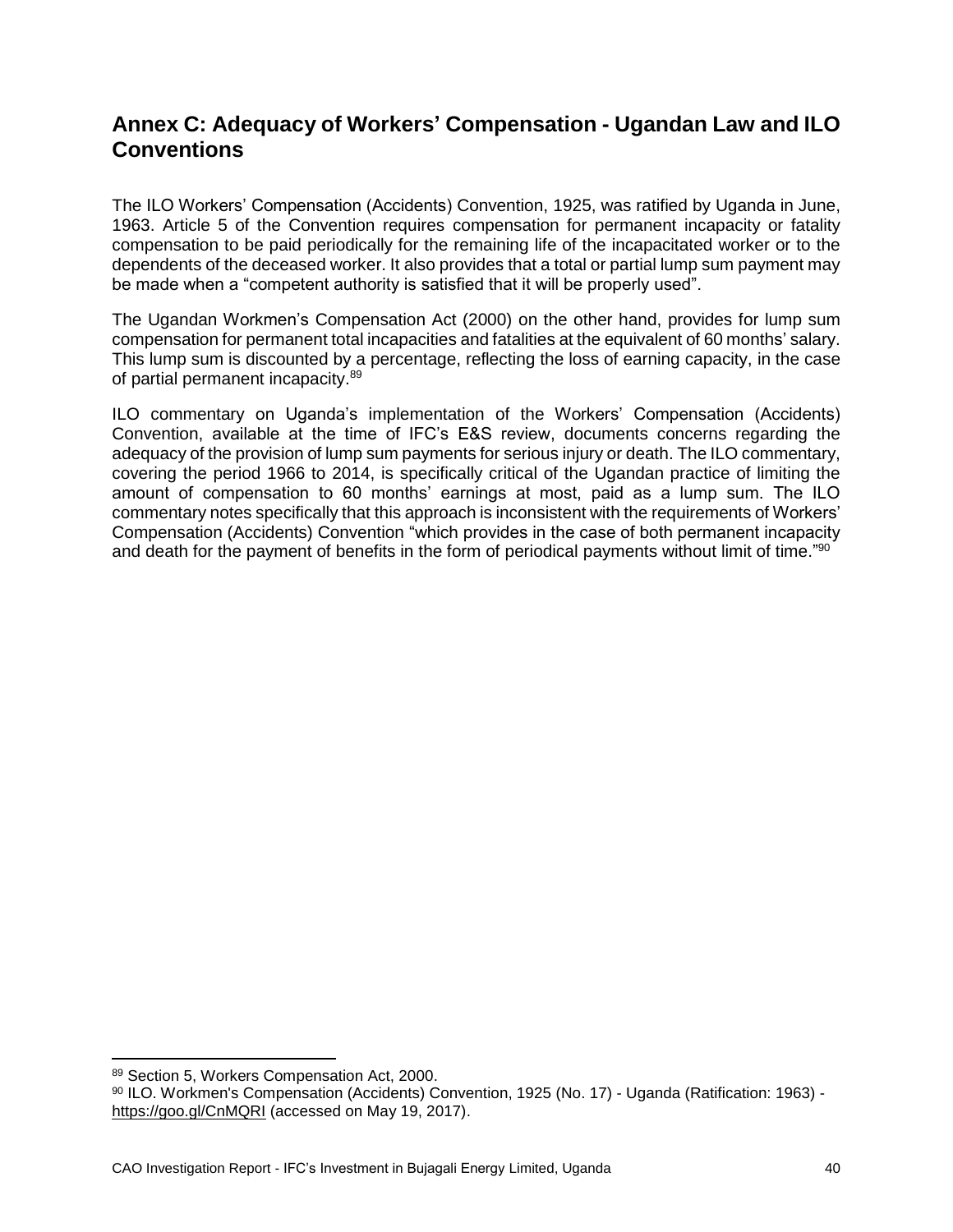## Annex C: Adequacy of Workers' Compensation - Ugandan Law and ILO Conventions

The ILO Workers' Compensation (Accidents) Convention, 1925, was ratified by Uganda in June, 1963. Article 5 of the Convention requires compensation for permanent incapacity or fatality compensation to be paid periodically for the remaining life of the incapacitated worker or to the dependents of the deceased worker. It also provides that a total or partial lump sum payment may be made when a "competent authority is satisfied that it will be properly used".

The Ugandan Workmen's Compensation Act (2000) on the other hand, provides for lump sum compensation for permanent total incapacities and fatalities at the equivalent of 60 months' salary. This lump sum is discounted by a percentage, reflecting the loss of earning capacity, in the case of partial permanent incapacity.[89]

ILO commentary on Uganda's implementation of the Workers' Compensation (Accidents) Convention, available at the time of IFC's E&S review, documents concerns regarding the adequacy of the provision of lump sum payments for serious injury or death. The ILO commentary, covering the period 1966 to 2014, is specifically critical of the Ugandan practice of limiting the amount of compensation to 60 months' earnings at most, paid as a lump sum. The ILO commentary notes specifically that this approach is inconsistent with the requirements of Workers' Compensation (Accidents) Convention "which provides in the case of both permanent incapacity and death for the payment of benefits in the form of periodical payments without limit of time."[90]

---

[89] Section 5, Workers Compensation Act, 2000.

[90] ILO. Workmen's Compensation (Accidents) Convention, 1925 (No. 17) - Uganda (Ratification: 1963) - https://goo.gl/CnMQRI (accessed on May 19, 2017).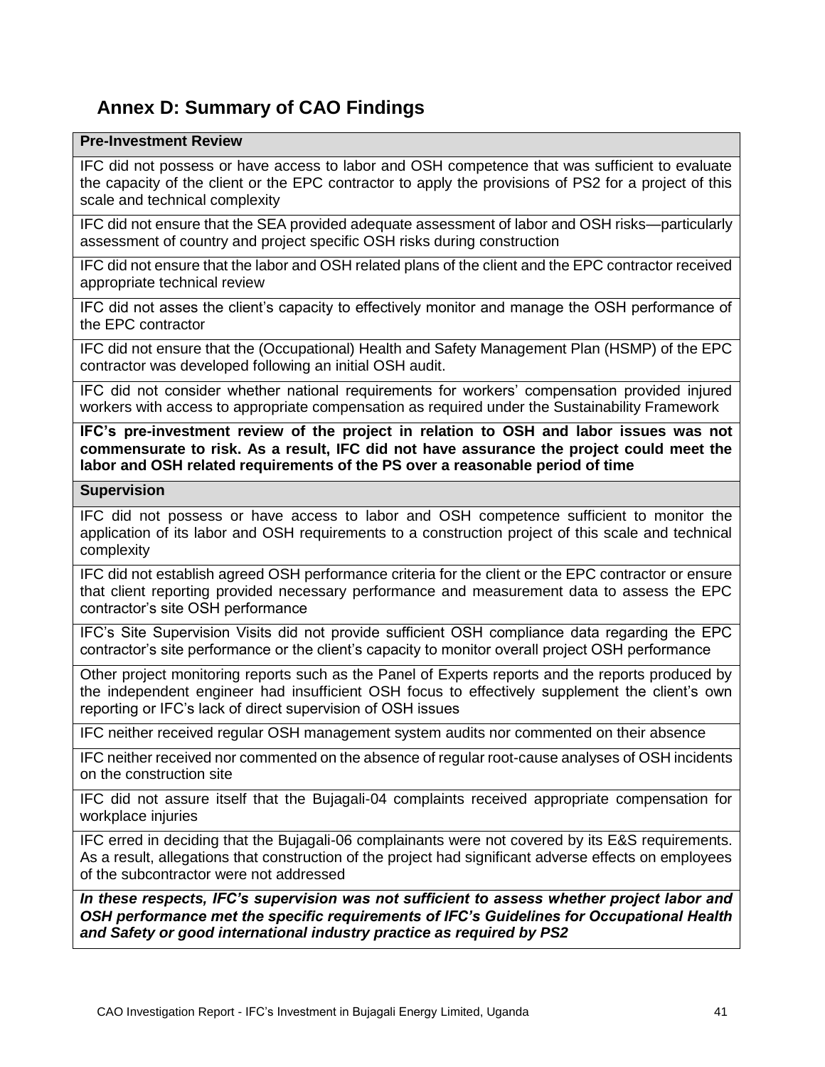## Annex D: Summary of CAO Findings

| |
|---|
| **Pre-Investment Review** |
| IFC did not possess or have access to labor and OSH competence that was sufficient to evaluate the capacity of the client or the EPC contractor to apply the provisions of PS2 for a project of this scale and technical complexity |
| IFC did not ensure that the SEA provided adequate assessment of labor and OSH risks—particularly assessment of country and project specific OSH risks during construction |
| IFC did not ensure that the labor and OSH related plans of the client and the EPC contractor received appropriate technical review |
| IFC did not asses the client's capacity to effectively monitor and manage the OSH performance of the EPC contractor |
| IFC did not ensure that the (Occupational) Health and Safety Management Plan (HSMP) of the EPC contractor was developed following an initial OSH audit. |
| IFC did not consider whether national requirements for workers' compensation provided injured workers with access to appropriate compensation as required under the Sustainability Framework |
| **IFC's pre-investment review of the project in relation to OSH and labor issues was not commensurate to risk. As a result, IFC did not have assurance the project could meet the labor and OSH related requirements of the PS over a reasonable period of time** |
| **Supervision** |
| IFC did not possess or have access to labor and OSH competence sufficient to monitor the application of its labor and OSH requirements to a construction project of this scale and technical complexity |
| IFC did not establish agreed OSH performance criteria for the client or the EPC contractor or ensure that client reporting provided necessary performance and measurement data to assess the EPC contractor's site OSH performance |
| IFC's Site Supervision Visits did not provide sufficient OSH compliance data regarding the EPC contractor's site performance or the client's capacity to monitor overall project OSH performance |
| Other project monitoring reports such as the Panel of Experts reports and the reports produced by the independent engineer had insufficient OSH focus to effectively supplement the client's own reporting or IFC's lack of direct supervision of OSH issues |
| IFC neither received regular OSH management system audits nor commented on their absence |
| IFC neither received nor commented on the absence of regular root-cause analyses of OSH incidents on the construction site |
| IFC did not assure itself that the Bujagali-04 complaints received appropriate compensation for workplace injuries |
| IFC erred in deciding that the Bujagali-06 complainants were not covered by its E&S requirements. As a result, allegations that construction of the project had significant adverse effects on employees of the subcontractor were not addressed |
| ***In these respects, IFC's supervision was not sufficient to assess whether project labor and OSH performance met the specific requirements of IFC's Guidelines for Occupational Health and Safety or good international industry practice as required by PS2*** |